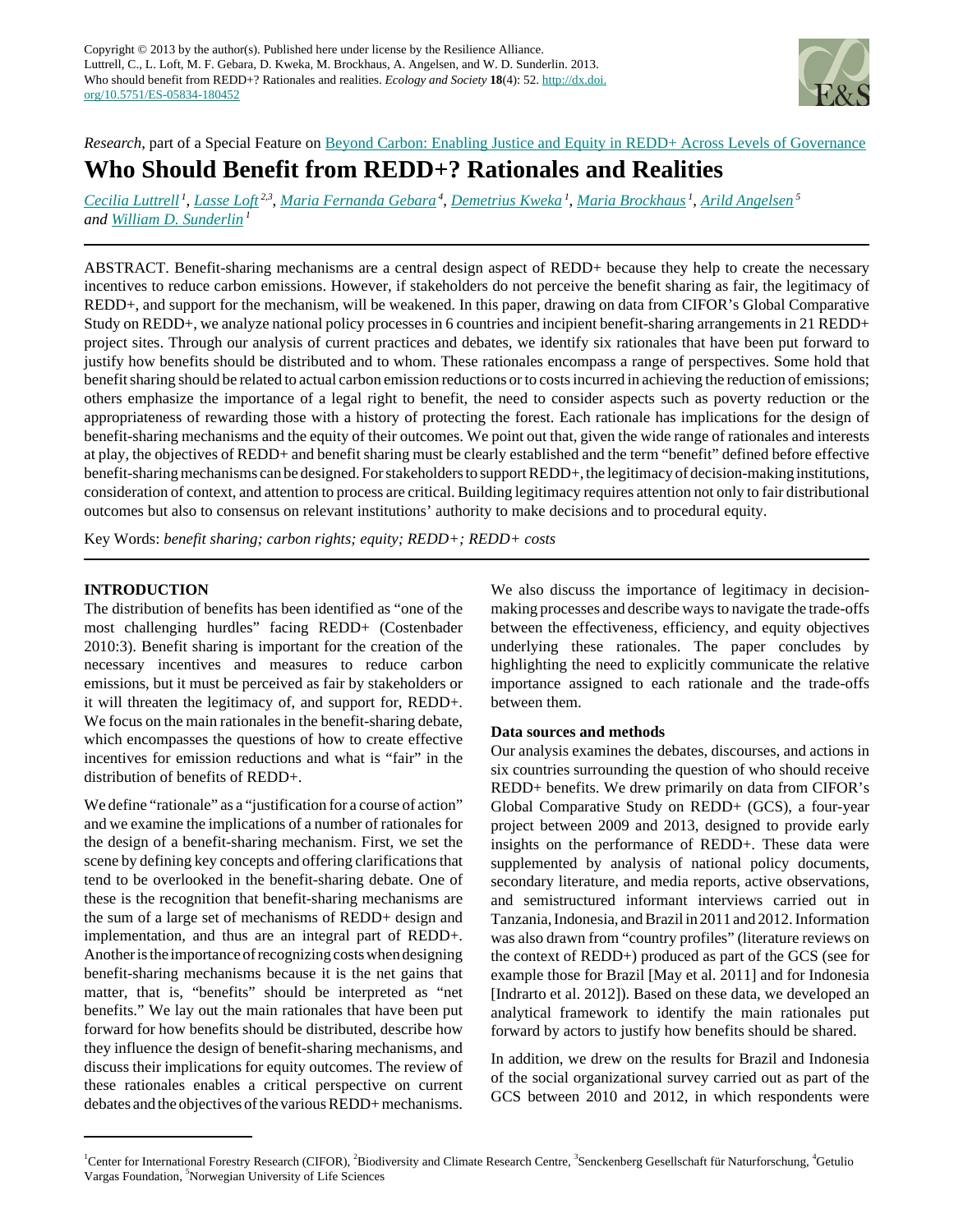Copyright © 2013 by the author(s). Published here under license by the Resilience Alliance.
Luttrell, C., L. Loft, M. F. Gebara, D. Kweka, M. Brockhaus, A. Angelsen, and W. D. Sunderlin. 2013. Who should benefit from REDD+? Rationales and realities. *Ecology and Society* **18**(4): 52. http://dx.doi.org/10.5751/ES-05834-180452

*Research*, part of a Special Feature on Beyond Carbon: Enabling Justice and Equity in REDD+ Across Levels of Governance

# Who Should Benefit from REDD+? Rationales and Realities

Cecilia Luttrell [1], Lasse Loft [2,3], Maria Fernanda Gebara [4], Demetrius Kweka [1], Maria Brockhaus [1], Arild Angelsen [5] and William D. Sunderlin [1]

ABSTRACT. Benefit-sharing mechanisms are a central design aspect of REDD+ because they help to create the necessary incentives to reduce carbon emissions. However, if stakeholders do not perceive the benefit sharing as fair, the legitimacy of REDD+, and support for the mechanism, will be weakened. In this paper, drawing on data from CIFOR's Global Comparative Study on REDD+, we analyze national policy processes in 6 countries and incipient benefit-sharing arrangements in 21 REDD+ project sites. Through our analysis of current practices and debates, we identify six rationales that have been put forward to justify how benefits should be distributed and to whom. These rationales encompass a range of perspectives. Some hold that benefit sharing should be related to actual carbon emission reductions or to costs incurred in achieving the reduction of emissions; others emphasize the importance of a legal right to benefit, the need to consider aspects such as poverty reduction or the appropriateness of rewarding those with a history of protecting the forest. Each rationale has implications for the design of benefit-sharing mechanisms and the equity of their outcomes. We point out that, given the wide range of rationales and interests at play, the objectives of REDD+ and benefit sharing must be clearly established and the term "benefit" defined before effective benefit-sharing mechanisms can be designed. For stakeholders to support REDD+, the legitimacy of decision-making institutions, consideration of context, and attention to process are critical. Building legitimacy requires attention not only to fair distributional outcomes but also to consensus on relevant institutions' authority to make decisions and to procedural equity.

Key Words: *benefit sharing; carbon rights; equity; REDD+; REDD+ costs*

## INTRODUCTION

The distribution of benefits has been identified as "one of the most challenging hurdles" facing REDD+ (Costenbader 2010:3). Benefit sharing is important for the creation of the necessary incentives and measures to reduce carbon emissions, but it must be perceived as fair by stakeholders or it will threaten the legitimacy of, and support for, REDD+. We focus on the main rationales in the benefit-sharing debate, which encompasses the questions of how to create effective incentives for emission reductions and what is "fair" in the distribution of benefits of REDD+.

We define "rationale" as a "justification for a course of action" and we examine the implications of a number of rationales for the design of a benefit-sharing mechanism. First, we set the scene by defining key concepts and offering clarifications that tend to be overlooked in the benefit-sharing debate. One of these is the recognition that benefit-sharing mechanisms are the sum of a large set of mechanisms of REDD+ design and implementation, and thus are an integral part of REDD+. Another is the importance of recognizing costs when designing benefit-sharing mechanisms because it is the net gains that matter, that is, "benefits" should be interpreted as "net benefits." We lay out the main rationales that have been put forward for how benefits should be distributed, describe how they influence the design of benefit-sharing mechanisms, and discuss their implications for equity outcomes. The review of these rationales enables a critical perspective on current debates and the objectives of the various REDD+ mechanisms.

We also discuss the importance of legitimacy in decision-making processes and describe ways to navigate the trade-offs between the effectiveness, efficiency, and equity objectives underlying these rationales. The paper concludes by highlighting the need to explicitly communicate the relative importance assigned to each rationale and the trade-offs between them.

### Data sources and methods

Our analysis examines the debates, discourses, and actions in six countries surrounding the question of who should receive REDD+ benefits. We drew primarily on data from CIFOR's Global Comparative Study on REDD+ (GCS), a four-year project between 2009 and 2013, designed to provide early insights on the performance of REDD+. These data were supplemented by analysis of national policy documents, secondary literature, and media reports, active observations, and semistructured informant interviews carried out in Tanzania, Indonesia, and Brazil in 2011 and 2012. Information was also drawn from "country profiles" (literature reviews on the context of REDD+) produced as part of the GCS (see for example those for Brazil [May et al. 2011] and for Indonesia [Indrarto et al. 2012]). Based on these data, we developed an analytical framework to identify the main rationales put forward by actors to justify how benefits should be shared.

In addition, we drew on the results for Brazil and Indonesia of the social organizational survey carried out as part of the GCS between 2010 and 2012, in which respondents were

[1] Center for International Forestry Research (CIFOR), [2] Biodiversity and Climate Research Centre, [3] Senckenberg Gesellschaft für Naturforschung, [4] Getulio Vargas Foundation, [5] Norwegian University of Life Sciences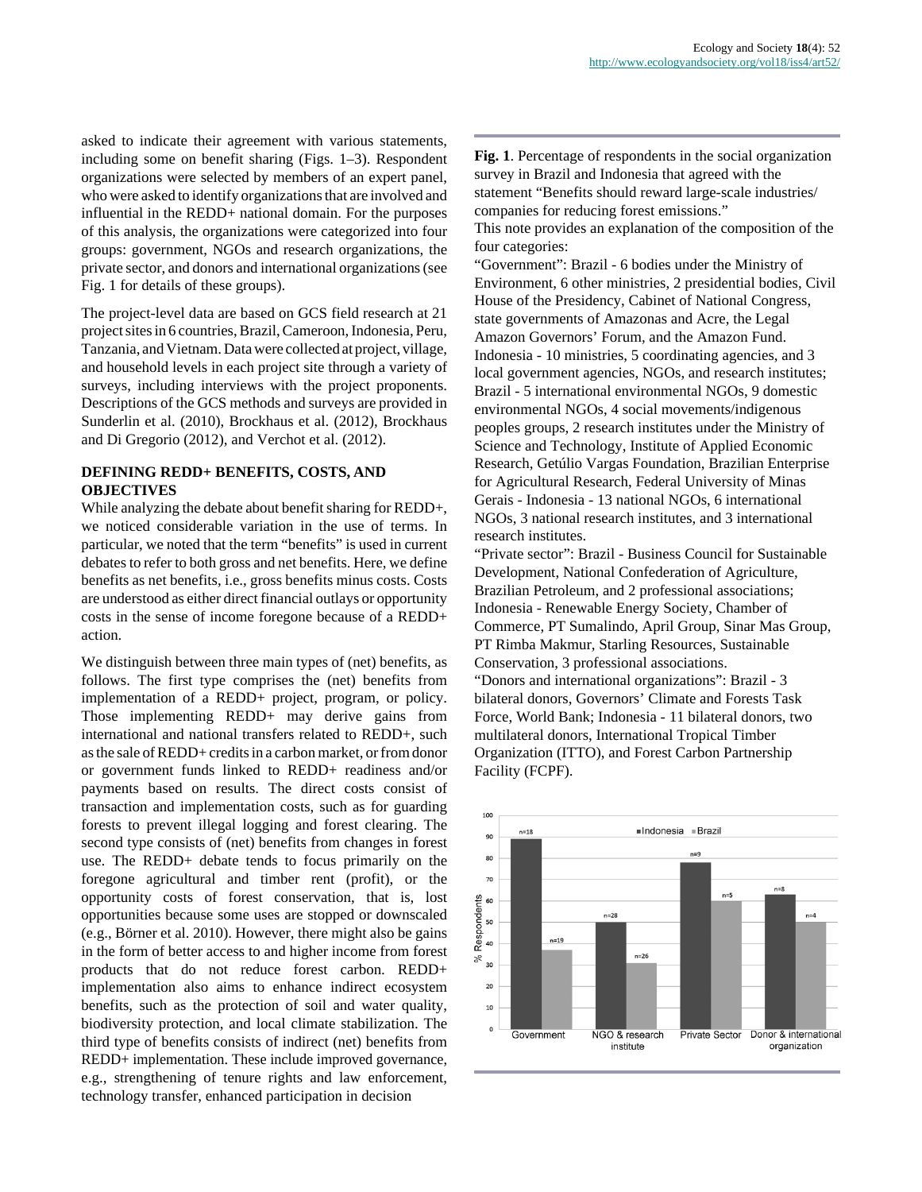asked to indicate their agreement with various statements, including some on benefit sharing (Figs. 1–3). Respondent organizations were selected by members of an expert panel, who were asked to identify organizations that are involved and influential in the REDD+ national domain. For the purposes of this analysis, the organizations were categorized into four groups: government, NGOs and research organizations, the private sector, and donors and international organizations (see Fig. 1 for details of these groups).

The project-level data are based on GCS field research at 21 project sites in 6 countries, Brazil, Cameroon, Indonesia, Peru, Tanzania, and Vietnam. Data were collected at project, village, and household levels in each project site through a variety of surveys, including interviews with the project proponents. Descriptions of the GCS methods and surveys are provided in Sunderlin et al. (2010), Brockhaus et al. (2012), Brockhaus and Di Gregorio (2012), and Verchot et al. (2012).

## DEFINING REDD+ BENEFITS, COSTS, AND OBJECTIVES

While analyzing the debate about benefit sharing for REDD+, we noticed considerable variation in the use of terms. In particular, we noted that the term "benefits" is used in current debates to refer to both gross and net benefits. Here, we define benefits as net benefits, i.e., gross benefits minus costs. Costs are understood as either direct financial outlays or opportunity costs in the sense of income foregone because of a REDD+ action.

We distinguish between three main types of (net) benefits, as follows. The first type comprises the (net) benefits from implementation of a REDD+ project, program, or policy. Those implementing REDD+ may derive gains from international and national transfers related to REDD+, such as the sale of REDD+ credits in a carbon market, or from donor or government funds linked to REDD+ readiness and/or payments based on results. The direct costs consist of transaction and implementation costs, such as for guarding forests to prevent illegal logging and forest clearing. The second type consists of (net) benefits from changes in forest use. The REDD+ debate tends to focus primarily on the foregone agricultural and timber rent (profit), or the opportunity costs of forest conservation, that is, lost opportunities because some uses are stopped or downscaled (e.g., Börner et al. 2010). However, there might also be gains in the form of better access to and higher income from forest products that do not reduce forest carbon. REDD+ implementation also aims to enhance indirect ecosystem benefits, such as the protection of soil and water quality, biodiversity protection, and local climate stabilization. The third type of benefits consists of indirect (net) benefits from REDD+ implementation. These include improved governance, e.g., strengthening of tenure rights and law enforcement, technology transfer, enhanced participation in decision

**Fig. 1**. Percentage of respondents in the social organization survey in Brazil and Indonesia that agreed with the statement "Benefits should reward large-scale industries/ companies for reducing forest emissions."
This note provides an explanation of the composition of the four categories:
"Government": Brazil - 6 bodies under the Ministry of Environment, 6 other ministries, 2 presidential bodies, Civil House of the Presidency, Cabinet of National Congress, state governments of Amazonas and Acre, the Legal Amazon Governors' Forum, and the Amazon Fund. Indonesia - 10 ministries, 5 coordinating agencies, and 3 local government agencies, NGOs, and research institutes; Brazil - 5 international environmental NGOs, 9 domestic environmental NGOs, 4 social movements/indigenous peoples groups, 2 research institutes under the Ministry of Science and Technology, Institute of Applied Economic Research, Getúlio Vargas Foundation, Brazilian Enterprise for Agricultural Research, Federal University of Minas Gerais - Indonesia - 13 national NGOs, 6 international NGOs, 3 national research institutes, and 3 international research institutes.
"Private sector": Brazil - Business Council for Sustainable Development, National Confederation of Agriculture, Brazilian Petroleum, and 2 professional associations; Indonesia - Renewable Energy Society, Chamber of Commerce, PT Sumalindo, April Group, Sinar Mas Group, PT Rimba Makmur, Starling Resources, Sustainable Conservation, 3 professional associations.
"Donors and international organizations": Brazil - 3 bilateral donors, Governors' Climate and Forests Task Force, World Bank; Indonesia - 11 bilateral donors, two multilateral donors, International Tropical Timber Organization (ITTO), and Forest Carbon Partnership Facility (FCPF).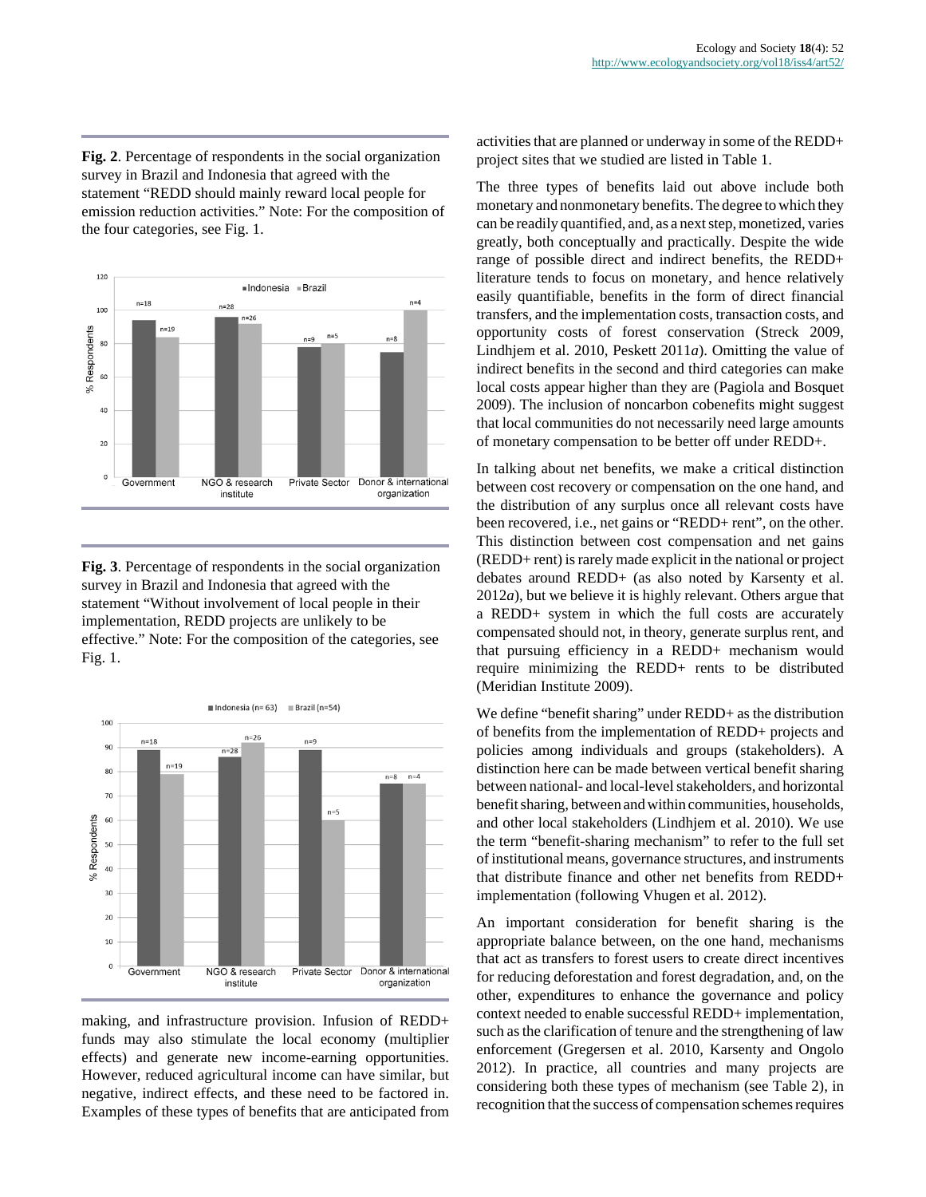**Fig. 2**. Percentage of respondents in the social organization survey in Brazil and Indonesia that agreed with the statement "REDD should mainly reward local people for emission reduction activities." Note: For the composition of the four categories, see Fig. 1.

120
100
80
60
40
20
0
% Respondents
Indonesia Brazil
n=18 n=19 n=28 n=26 n=9 n=5 n=8 n=4
Government
NGO & research institute
Private Sector
Donor & international organization

**Fig. 3**. Percentage of respondents in the social organization survey in Brazil and Indonesia that agreed with the statement "Without involvement of local people in their implementation, REDD projects are unlikely to be effective." Note: For the composition of the categories, see Fig. 1.

Indonesia (n= 63) Brazil (n=54)
100
90
80
70
60
50
40
30
20
10
0
% Respondents
n=18 n=19 n=28 n=26 n=9 n=5 n=8 n=4
Government
NGO & research institute
Private Sector
Donor & international organization

making, and infrastructure provision. Infusion of REDD+ funds may also stimulate the local economy (multiplier effects) and generate new income-earning opportunities. However, reduced agricultural income can have similar, but negative, indirect effects, and these need to be factored in. Examples of these types of benefits that are anticipated from activities that are planned or underway in some of the REDD+ project sites that we studied are listed in Table 1.

The three types of benefits laid out above include both monetary and nonmonetary benefits. The degree to which they can be readily quantified, and, as a next step, monetized, varies greatly, both conceptually and practically. Despite the wide range of possible direct and indirect benefits, the REDD+ literature tends to focus on monetary, and hence relatively easily quantifiable, benefits in the form of direct financial transfers, and the implementation costs, transaction costs, and opportunity costs of forest conservation (Streck 2009, Lindhjem et al. 2010, Peskett 2011*a*). Omitting the value of indirect benefits in the second and third categories can make local costs appear higher than they are (Pagiola and Bosquet 2009). The inclusion of noncarbon cobenefits might suggest that local communities do not necessarily need large amounts of monetary compensation to be better off under REDD+.

In talking about net benefits, we make a critical distinction between cost recovery or compensation on the one hand, and the distribution of any surplus once all relevant costs have been recovered, i.e., net gains or "REDD+ rent", on the other. This distinction between cost compensation and net gains (REDD+ rent) is rarely made explicit in the national or project debates around REDD+ (as also noted by Karsenty et al. 2012*a*), but we believe it is highly relevant. Others argue that a REDD+ system in which the full costs are accurately compensated should not, in theory, generate surplus rent, and that pursuing efficiency in a REDD+ mechanism would require minimizing the REDD+ rents to be distributed (Meridian Institute 2009).

We define "benefit sharing" under REDD+ as the distribution of benefits from the implementation of REDD+ projects and policies among individuals and groups (stakeholders). A distinction here can be made between vertical benefit sharing between national- and local-level stakeholders, and horizontal benefit sharing, between and within communities, households, and other local stakeholders (Lindhjem et al. 2010). We use the term "benefit-sharing mechanism" to refer to the full set of institutional means, governance structures, and instruments that distribute finance and other net benefits from REDD+ implementation (following Vhugen et al. 2012).

An important consideration for benefit sharing is the appropriate balance between, on the one hand, mechanisms that act as transfers to forest users to create direct incentives for reducing deforestation and forest degradation, and, on the other, expenditures to enhance the governance and policy context needed to enable successful REDD+ implementation, such as the clarification of tenure and the strengthening of law enforcement (Gregersen et al. 2010, Karsenty and Ongolo 2012). In practice, all countries and many projects are considering both these types of mechanism (see Table 2), in recognition that the success of compensation schemes requires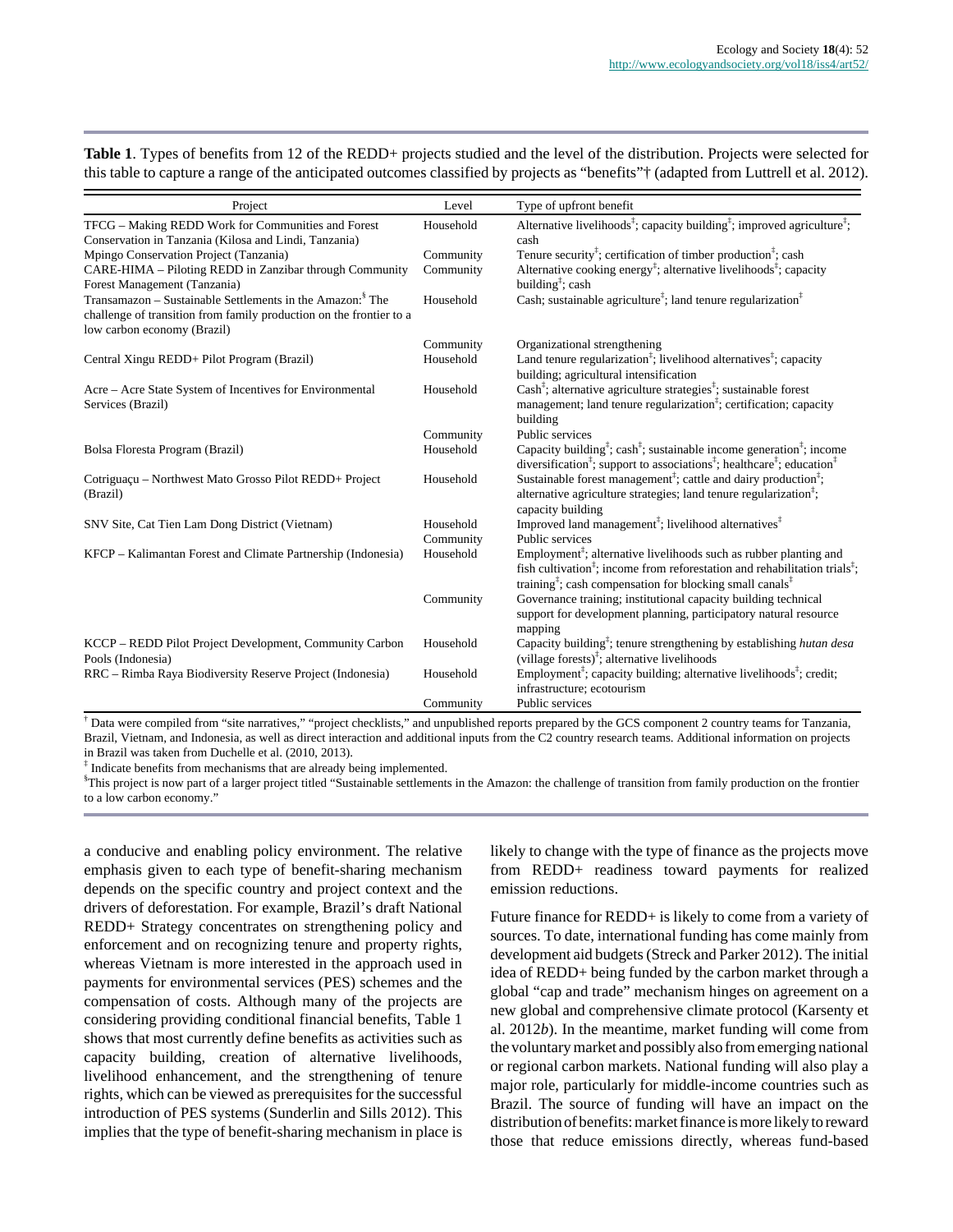**Table 1**. Types of benefits from 12 of the REDD+ projects studied and the level of the distribution. Projects were selected for this table to capture a range of the anticipated outcomes classified by projects as "benefits"† (adapted from Luttrell et al. 2012).

| Project | Level | Type of upfront benefit |
|---|---|---|
| TFCG – Making REDD Work for Communities and Forest Conservation in Tanzania (Kilosa and Lindi, Tanzania) | Household | Alternative livelihoods‡; capacity building‡; improved agriculture‡; cash |
| Mpingo Conservation Project (Tanzania) | Community | Tenure security‡; certification of timber production‡; cash |
| CARE-HIMA – Piloting REDD in Zanzibar through Community Forest Management (Tanzania) | Community | Alternative cooking energy‡; alternative livelihoods‡; capacity building‡; cash |
| Transamazon – Sustainable Settlements in the Amazon:§ The challenge of transition from family production on the frontier to a low carbon economy (Brazil) | Household | Cash; sustainable agriculture‡; land tenure regularization‡ |
| | Community | Organizational strengthening |
| Central Xingu REDD+ Pilot Program (Brazil) | Household | Land tenure regularization‡; livelihood alternatives‡; capacity building; agricultural intensification |
| Acre – Acre State System of Incentives for Environmental Services (Brazil) | Household | Cash‡; alternative agriculture strategies‡; sustainable forest management; land tenure regularization‡; certification; capacity building |
| | Community | Public services |
| Bolsa Floresta Program (Brazil) | Household | Capacity building‡; cash‡; sustainable income generation‡; income diversification‡; support to associations‡; healthcare‡; education‡ |
| Cotriguaçu – Northwest Mato Grosso Pilot REDD+ Project (Brazil) | Household | Sustainable forest management‡; cattle and dairy production‡; alternative agriculture strategies; land tenure regularization‡; capacity building |
| SNV Site, Cat Tien Lam Dong District (Vietnam) | Household | Improved land management‡; livelihood alternatives‡ |
| | Community | Public services |
| KFCP – Kalimantan Forest and Climate Partnership (Indonesia) | Household | Employment‡; alternative livelihoods such as rubber planting and fish cultivation‡; income from reforestation and rehabilitation trials‡; training‡; cash compensation for blocking small canals‡ |
| | Community | Governance training; institutional capacity building technical support for development planning, participatory natural resource mapping |
| KCCP – REDD Pilot Project Development, Community Carbon Pools (Indonesia) | Household | Capacity building‡; tenure strengthening by establishing *hutan desa* (village forests)‡; alternative livelihoods |
| RRC – Rimba Raya Biodiversity Reserve Project (Indonesia) | Household | Employment‡; capacity building; alternative livelihoods‡; credit; infrastructure; ecotourism |
| | Community | Public services |

† Data were compiled from "site narratives," "project checklists," and unpublished reports prepared by the GCS component 2 country teams for Tanzania, Brazil, Vietnam, and Indonesia, as well as direct interaction and additional inputs from the C2 country research teams. Additional information on projects in Brazil was taken from Duchelle et al. (2010, 2013).

‡ Indicate benefits from mechanisms that are already being implemented.

§ This project is now part of a larger project titled "Sustainable settlements in the Amazon: the challenge of transition from family production on the frontier to a low carbon economy."

a conducive and enabling policy environment. The relative emphasis given to each type of benefit-sharing mechanism depends on the specific country and project context and the drivers of deforestation. For example, Brazil's draft National REDD+ Strategy concentrates on strengthening policy and enforcement and on recognizing tenure and property rights, whereas Vietnam is more interested in the approach used in payments for environmental services (PES) schemes and the compensation of costs. Although many of the projects are considering providing conditional financial benefits, Table 1 shows that most currently define benefits as activities such as capacity building, creation of alternative livelihoods, livelihood enhancement, and the strengthening of tenure rights, which can be viewed as prerequisites for the successful introduction of PES systems (Sunderlin and Sills 2012). This implies that the type of benefit-sharing mechanism in place is likely to change with the type of finance as the projects move from REDD+ readiness toward payments for realized emission reductions.

Future finance for REDD+ is likely to come from a variety of sources. To date, international funding has come mainly from development aid budgets (Streck and Parker 2012). The initial idea of REDD+ being funded by the carbon market through a global "cap and trade" mechanism hinges on agreement on a new global and comprehensive climate protocol (Karsenty et al. 2012*b*). In the meantime, market funding will come from the voluntary market and possibly also from emerging national or regional carbon markets. National funding will also play a major role, particularly for middle-income countries such as Brazil. The source of funding will have an impact on the distribution of benefits: market finance is more likely to reward those that reduce emissions directly, whereas fund-based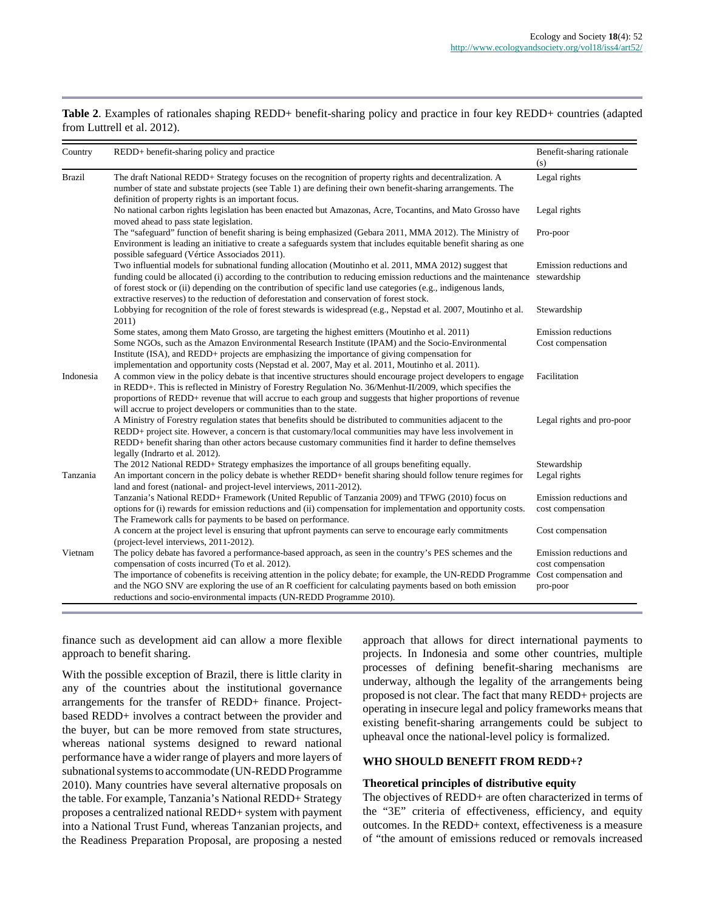**Table 2**. Examples of rationales shaping REDD+ benefit-sharing policy and practice in four key REDD+ countries (adapted from Luttrell et al. 2012).

| Country | REDD+ benefit-sharing policy and practice | Benefit-sharing rationale (s) |
|---|---|---|
| Brazil | The draft National REDD+ Strategy focuses on the recognition of property rights and decentralization. A number of state and substate projects (see Table 1) are defining their own benefit-sharing arrangements. The definition of property rights is an important focus. | Legal rights |
| | No national carbon rights legislation has been enacted but Amazonas, Acre, Tocantins, and Mato Grosso have moved ahead to pass state legislation. | Legal rights |
| | The "safeguard" function of benefit sharing is being emphasized (Gebara 2011, MMA 2012). The Ministry of Environment is leading an initiative to create a safeguards system that includes equitable benefit sharing as one possible safeguard (Vértice Associados 2011). | Pro-poor |
| | Two influential models for subnational funding allocation (Moutinho et al. 2011, MMA 2012) suggest that funding could be allocated (i) according to the contribution to reducing emission reductions and the maintenance of forest stock or (ii) depending on the contribution of specific land use categories (e.g., indigenous lands, extractive reserves) to the reduction of deforestation and conservation of forest stock. | Emission reductions and stewardship |
| | Lobbying for recognition of the role of forest stewards is widespread (e.g., Nepstad et al. 2007, Moutinho et al. 2011) | Stewardship |
| | Some states, among them Mato Grosso, are targeting the highest emitters (Moutinho et al. 2011) | Emission reductions |
| | Some NGOs, such as the Amazon Environmental Research Institute (IPAM) and the Socio-Environmental Institute (ISA), and REDD+ projects are emphasizing the importance of giving compensation for implementation and opportunity costs (Nepstad et al. 2007, May et al. 2011, Moutinho et al. 2011). | Cost compensation |
| Indonesia | A common view in the policy debate is that incentive structures should encourage project developers to engage in REDD+. This is reflected in Ministry of Forestry Regulation No. 36/Menhut-II/2009, which specifies the proportions of REDD+ revenue that will accrue to each group and suggests that higher proportions of revenue will accrue to project developers or communities than to the state. | Facilitation |
| | A Ministry of Forestry regulation states that benefits should be distributed to communities adjacent to the REDD+ project site. However, a concern is that customary/local communities may have less involvement in REDD+ benefit sharing than other actors because customary communities find it harder to define themselves legally (Indrarto et al. 2012). | Legal rights and pro-poor |
| | The 2012 National REDD+ Strategy emphasizes the importance of all groups benefiting equally. | Stewardship |
| Tanzania | An important concern in the policy debate is whether REDD+ benefit sharing should follow tenure regimes for land and forest (national- and project-level interviews, 2011-2012). | Legal rights |
| | Tanzania's National REDD+ Framework (United Republic of Tanzania 2009) and TFWG (2010) focus on options for (i) rewards for emission reductions and (ii) compensation for implementation and opportunity costs. The Framework calls for payments to be based on performance. | Emission reductions and cost compensation |
| | A concern at the project level is ensuring that upfront payments can serve to encourage early commitments (project-level interviews, 2011-2012). | Cost compensation |
| Vietnam | The policy debate has favored a performance-based approach, as seen in the country's PES schemes and the compensation of costs incurred (To et al. 2012). | Emission reductions and cost compensation |
| | The importance of cobenefits is receiving attention in the policy debate; for example, the UN-REDD Programme and the NGO SNV are exploring the use of an R coefficient for calculating payments based on both emission reductions and socio-environmental impacts (UN-REDD Programme 2010). | Cost compensation and pro-poor |

finance such as development aid can allow a more flexible approach to benefit sharing.

With the possible exception of Brazil, there is little clarity in any of the countries about the institutional governance arrangements for the transfer of REDD+ finance. Project-based REDD+ involves a contract between the provider and the buyer, but can be more removed from state structures, whereas national systems designed to reward national performance have a wider range of players and more layers of subnational systems to accommodate (UN-REDD Programme 2010). Many countries have several alternative proposals on the table. For example, Tanzania's National REDD+ Strategy proposes a centralized national REDD+ system with payment into a National Trust Fund, whereas Tanzanian projects, and the Readiness Preparation Proposal, are proposing a nested approach that allows for direct international payments to projects. In Indonesia and some other countries, multiple processes of defining benefit-sharing mechanisms are underway, although the legality of the arrangements being proposed is not clear. The fact that many REDD+ projects are operating in insecure legal and policy frameworks means that existing benefit-sharing arrangements could be subject to upheaval once the national-level policy is formalized.

## WHO SHOULD BENEFIT FROM REDD+?

### Theoretical principles of distributive equity

The objectives of REDD+ are often characterized in terms of the "3E" criteria of effectiveness, efficiency, and equity outcomes. In the REDD+ context, effectiveness is a measure of "the amount of emissions reduced or removals increased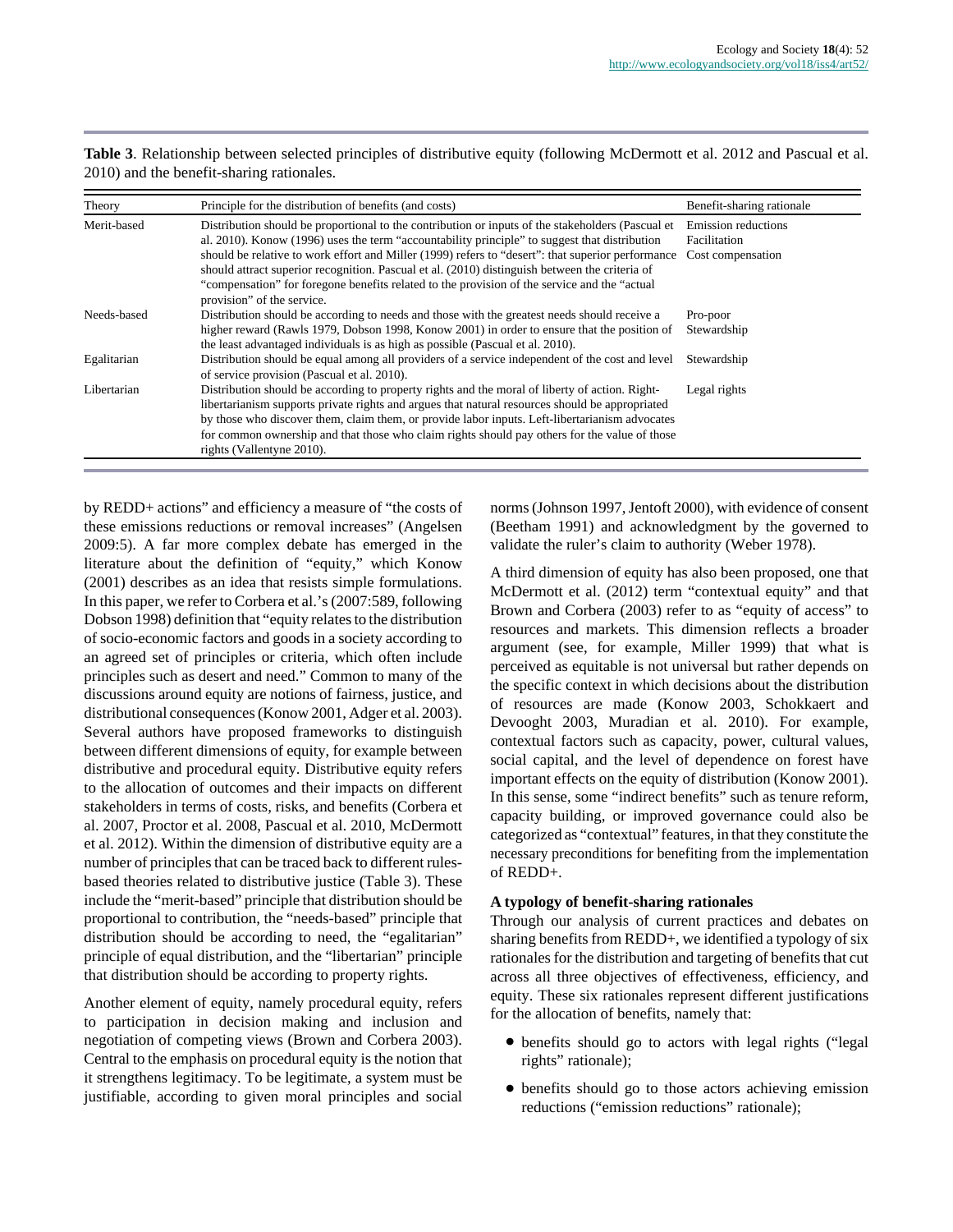**Table 3**. Relationship between selected principles of distributive equity (following McDermott et al. 2012 and Pascual et al. 2010) and the benefit-sharing rationales.

| Theory | Principle for the distribution of benefits (and costs) | Benefit-sharing rationale |
|---|---|---|
| Merit-based | Distribution should be proportional to the contribution or inputs of the stakeholders (Pascual et al. 2010). Konow (1996) uses the term "accountability principle" to suggest that distribution should be relative to work effort and Miller (1999) refers to "desert": that superior performance should attract superior recognition. Pascual et al. (2010) distinguish between the criteria of "compensation" for foregone benefits related to the provision of the service and the "actual provision" of the service. | Emission reductions<br>Facilitation<br>Cost compensation |
| Needs-based | Distribution should be according to needs and those with the greatest needs should receive a higher reward (Rawls 1979, Dobson 1998, Konow 2001) in order to ensure that the position of the least advantaged individuals is as high as possible (Pascual et al. 2010). | Pro-poor<br>Stewardship |
| Egalitarian | Distribution should be equal among all providers of a service independent of the cost and level of service provision (Pascual et al. 2010). | Stewardship |
| Libertarian | Distribution should be according to property rights and the moral of liberty of action. Right-libertarianism supports private rights and argues that natural resources should be appropriated by those who discover them, claim them, or provide labor inputs. Left-libertarianism advocates for common ownership and that those who claim rights should pay others for the value of those rights (Vallentyne 2010). | Legal rights |

by REDD+ actions" and efficiency a measure of "the costs of these emissions reductions or removal increases" (Angelsen 2009:5). A far more complex debate has emerged in the literature about the definition of "equity," which Konow (2001) describes as an idea that resists simple formulations. In this paper, we refer to Corbera et al.'s (2007:589, following Dobson 1998) definition that "equity relates to the distribution of socio-economic factors and goods in a society according to an agreed set of principles or criteria, which often include principles such as desert and need." Common to many of the discussions around equity are notions of fairness, justice, and distributional consequences (Konow 2001, Adger et al. 2003). Several authors have proposed frameworks to distinguish between different dimensions of equity, for example between distributive and procedural equity. Distributive equity refers to the allocation of outcomes and their impacts on different stakeholders in terms of costs, risks, and benefits (Corbera et al. 2007, Proctor et al. 2008, Pascual et al. 2010, McDermott et al. 2012). Within the dimension of distributive equity are a number of principles that can be traced back to different rules-based theories related to distributive justice (Table 3). These include the "merit-based" principle that distribution should be proportional to contribution, the "needs-based" principle that distribution should be according to need, the "egalitarian" principle of equal distribution, and the "libertarian" principle that distribution should be according to property rights.

Another element of equity, namely procedural equity, refers to participation in decision making and inclusion and negotiation of competing views (Brown and Corbera 2003). Central to the emphasis on procedural equity is the notion that it strengthens legitimacy. To be legitimate, a system must be justifiable, according to given moral principles and social norms (Johnson 1997, Jentoft 2000), with evidence of consent (Beetham 1991) and acknowledgment by the governed to validate the ruler's claim to authority (Weber 1978).

A third dimension of equity has also been proposed, one that McDermott et al. (2012) term "contextual equity" and that Brown and Corbera (2003) refer to as "equity of access" to resources and markets. This dimension reflects a broader argument (see, for example, Miller 1999) that what is perceived as equitable is not universal but rather depends on the specific context in which decisions about the distribution of resources are made (Konow 2003, Schokkaert and Devooght 2003, Muradian et al. 2010). For example, contextual factors such as capacity, power, cultural values, social capital, and the level of dependence on forest have important effects on the equity of distribution (Konow 2001). In this sense, some "indirect benefits" such as tenure reform, capacity building, or improved governance could also be categorized as "contextual" features, in that they constitute the necessary preconditions for benefiting from the implementation of REDD+.

### A typology of benefit-sharing rationales

Through our analysis of current practices and debates on sharing benefits from REDD+, we identified a typology of six rationales for the distribution and targeting of benefits that cut across all three objectives of effectiveness, efficiency, and equity. These six rationales represent different justifications for the allocation of benefits, namely that:

- benefits should go to actors with legal rights ("legal rights" rationale);
- benefits should go to those actors achieving emission reductions ("emission reductions" rationale);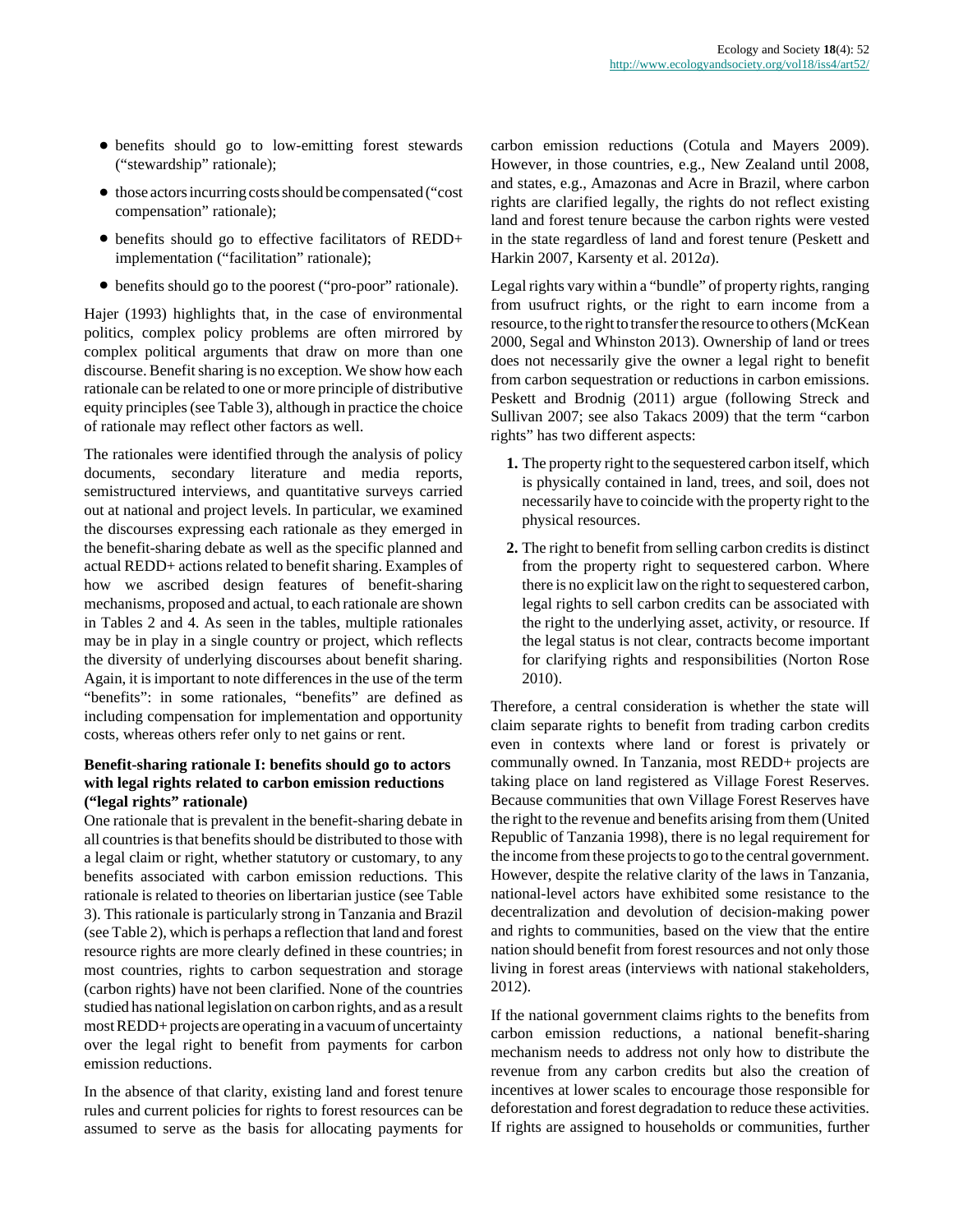- benefits should go to low-emitting forest stewards ("stewardship" rationale);
- those actors incurring costs should be compensated ("cost compensation" rationale);
- benefits should go to effective facilitators of REDD+ implementation ("facilitation" rationale);
- benefits should go to the poorest ("pro-poor" rationale).

Hajer (1993) highlights that, in the case of environmental politics, complex policy problems are often mirrored by complex political arguments that draw on more than one discourse. Benefit sharing is no exception. We show how each rationale can be related to one or more principle of distributive equity principles (see Table 3), although in practice the choice of rationale may reflect other factors as well.

The rationales were identified through the analysis of policy documents, secondary literature and media reports, semistructured interviews, and quantitative surveys carried out at national and project levels. In particular, we examined the discourses expressing each rationale as they emerged in the benefit-sharing debate as well as the specific planned and actual REDD+ actions related to benefit sharing. Examples of how we ascribed design features of benefit-sharing mechanisms, proposed and actual, to each rationale are shown in Tables 2 and 4. As seen in the tables, multiple rationales may be in play in a single country or project, which reflects the diversity of underlying discourses about benefit sharing. Again, it is important to note differences in the use of the term "benefits": in some rationales, "benefits" are defined as including compensation for implementation and opportunity costs, whereas others refer only to net gains or rent.

### Benefit-sharing rationale I: benefits should go to actors with legal rights related to carbon emission reductions ("legal rights" rationale)

One rationale that is prevalent in the benefit-sharing debate in all countries is that benefits should be distributed to those with a legal claim or right, whether statutory or customary, to any benefits associated with carbon emission reductions. This rationale is related to theories on libertarian justice (see Table 3). This rationale is particularly strong in Tanzania and Brazil (see Table 2), which is perhaps a reflection that land and forest resource rights are more clearly defined in these countries; in most countries, rights to carbon sequestration and storage (carbon rights) have not been clarified. None of the countries studied has national legislation on carbon rights, and as a result most REDD+ projects are operating in a vacuum of uncertainty over the legal right to benefit from payments for carbon emission reductions.

In the absence of that clarity, existing land and forest tenure rules and current policies for rights to forest resources can be assumed to serve as the basis for allocating payments for carbon emission reductions (Cotula and Mayers 2009). However, in those countries, e.g., New Zealand until 2008, and states, e.g., Amazonas and Acre in Brazil, where carbon rights are clarified legally, the rights do not reflect existing land and forest tenure because the carbon rights were vested in the state regardless of land and forest tenure (Peskett and Harkin 2007, Karsenty et al. 2012*a*).

Legal rights vary within a "bundle" of property rights, ranging from usufruct rights, or the right to earn income from a resource, to the right to transfer the resource to others (McKean 2000, Segal and Whinston 2013). Ownership of land or trees does not necessarily give the owner a legal right to benefit from carbon sequestration or reductions in carbon emissions. Peskett and Brodnig (2011) argue (following Streck and Sullivan 2007; see also Takacs 2009) that the term "carbon rights" has two different aspects:

1. The property right to the sequestered carbon itself, which is physically contained in land, trees, and soil, does not necessarily have to coincide with the property right to the physical resources.
2. The right to benefit from selling carbon credits is distinct from the property right to sequestered carbon. Where there is no explicit law on the right to sequestered carbon, legal rights to sell carbon credits can be associated with the right to the underlying asset, activity, or resource. If the legal status is not clear, contracts become important for clarifying rights and responsibilities (Norton Rose 2010).

Therefore, a central consideration is whether the state will claim separate rights to benefit from trading carbon credits even in contexts where land or forest is privately or communally owned. In Tanzania, most REDD+ projects are taking place on land registered as Village Forest Reserves. Because communities that own Village Forest Reserves have the right to the revenue and benefits arising from them (United Republic of Tanzania 1998), there is no legal requirement for the income from these projects to go to the central government. However, despite the relative clarity of the laws in Tanzania, national-level actors have exhibited some resistance to the decentralization and devolution of decision-making power and rights to communities, based on the view that the entire nation should benefit from forest resources and not only those living in forest areas (interviews with national stakeholders, 2012).

If the national government claims rights to the benefits from carbon emission reductions, a national benefit-sharing mechanism needs to address not only how to distribute the revenue from any carbon credits but also the creation of incentives at lower scales to encourage those responsible for deforestation and forest degradation to reduce these activities. If rights are assigned to households or communities, further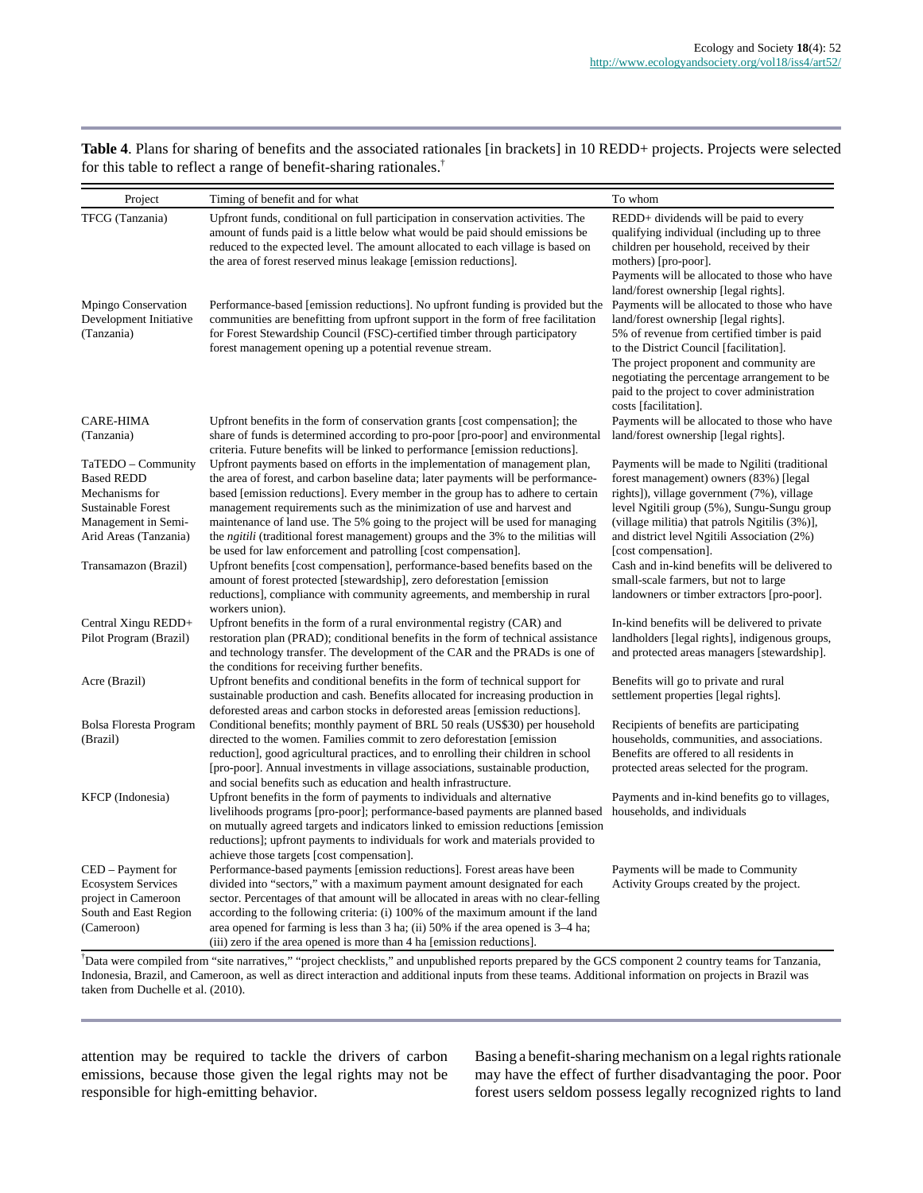**Table 4**. Plans for sharing of benefits and the associated rationales [in brackets] in 10 REDD+ projects. Projects were selected for this table to reflect a range of benefit-sharing rationales.[†]

| Project | Timing of benefit and for what | To whom |
|---|---|---|
| TFCG (Tanzania) | Upfront funds, conditional on full participation in conservation activities. The amount of funds paid is a little below what would be paid should emissions be reduced to the expected level. The amount allocated to each village is based on the area of forest reserved minus leakage [emission reductions]. | REDD+ dividends will be paid to every qualifying individual (including up to three children per household, received by their mothers) [pro-poor]. Payments will be allocated to those who have land/forest ownership [legal rights]. |
| Mpingo Conservation Development Initiative (Tanzania) | Performance-based [emission reductions]. No upfront funding is provided but the communities are benefitting from upfront support in the form of free facilitation for Forest Stewardship Council (FSC)-certified timber through participatory forest management opening up a potential revenue stream. | Payments will be allocated to those who have land/forest ownership [legal rights]. 5% of revenue from certified timber is paid to the District Council [facilitation]. The project proponent and community are negotiating the percentage arrangement to be paid to the project to cover administration costs [facilitation]. |
| CARE-HIMA (Tanzania) | Upfront benefits in the form of conservation grants [cost compensation]; the share of funds is determined according to pro-poor [pro-poor] and environmental criteria. Future benefits will be linked to performance [emission reductions]. | Payments will be allocated to those who have land/forest ownership [legal rights]. |
| TaTEDO – Community Based REDD Mechanisms for Sustainable Forest Management in Semi-Arid Areas (Tanzania) | Upfront payments based on efforts in the implementation of management plan, the area of forest, and carbon baseline data; later payments will be performance-based [emission reductions]. Every member in the group has to adhere to certain management requirements such as the minimization of use and harvest and maintenance of land use. The 5% going to the project will be used for managing the *ngitili* (traditional forest management) groups and the 3% to the militias will be used for law enforcement and patrolling [cost compensation]. | Payments will be made to Ngiliti (traditional forest management) owners (83%) [legal rights]), village government (7%), village level Ngitili group (5%), Sungu-Sungu group (village militia) that patrols Ngitilis (3%)], and district level Ngitili Association (2%) [cost compensation]. |
| Transamazon (Brazil) | Upfront benefits [cost compensation], performance-based benefits based on the amount of forest protected [stewardship], zero deforestation [emission reductions], compliance with community agreements, and membership in rural workers union). | Cash and in-kind benefits will be delivered to small-scale farmers, but not to large landowners or timber extractors [pro-poor]. |
| Central Xingu REDD+ Pilot Program (Brazil) | Upfront benefits in the form of a rural environmental registry (CAR) and restoration plan (PRAD); conditional benefits in the form of technical assistance and technology transfer. The development of the CAR and the PRADs is one of the conditions for receiving further benefits. | In-kind benefits will be delivered to private landholders [legal rights], indigenous groups, and protected areas managers [stewardship]. |
| Acre (Brazil) | Upfront benefits and conditional benefits in the form of technical support for sustainable production and cash. Benefits allocated for increasing production in deforested areas and carbon stocks in deforested areas [emission reductions]. | Benefits will go to private and rural settlement properties [legal rights]. |
| Bolsa Floresta Program (Brazil) | Conditional benefits; monthly payment of BRL 50 reals (US$30) per household directed to the women. Families commit to zero deforestation [emission reduction], good agricultural practices, and to enrolling their children in school [pro-poor]. Annual investments in village associations, sustainable production, and social benefits such as education and health infrastructure. | Recipients of benefits are participating households, communities, and associations. Benefits are offered to all residents in protected areas selected for the program. |
| KFCP (Indonesia) | Upfront benefits in the form of payments to individuals and alternative livelihoods programs [pro-poor]; performance-based payments are planned based on mutually agreed targets and indicators linked to emission reductions [emission reductions]; upfront payments to individuals for work and materials provided to achieve those targets [cost compensation]. | Payments and in-kind benefits go to villages, households, and individuals |
| CED – Payment for Ecosystem Services project in Cameroon South and East Region (Cameroon) | Performance-based payments [emission reductions]. Forest areas have been divided into "sectors," with a maximum payment amount designated for each sector. Percentages of that amount will be allocated in areas with no clear-felling according to the following criteria: (i) 100% of the maximum amount if the land area opened for farming is less than 3 ha; (ii) 50% if the area opened is 3–4 ha; (iii) zero if the area opened is more than 4 ha [emission reductions]. | Payments will be made to Community Activity Groups created by the project. |

[†]Data were compiled from "site narratives," "project checklists," and unpublished reports prepared by the GCS component 2 country teams for Tanzania, Indonesia, Brazil, and Cameroon, as well as direct interaction and additional inputs from these teams. Additional information on projects in Brazil was taken from Duchelle et al. (2010).

attention may be required to tackle the drivers of carbon emissions, because those given the legal rights may not be responsible for high-emitting behavior.

Basing a benefit-sharing mechanism on a legal rights rationale may have the effect of further disadvantaging the poor. Poor forest users seldom possess legally recognized rights to land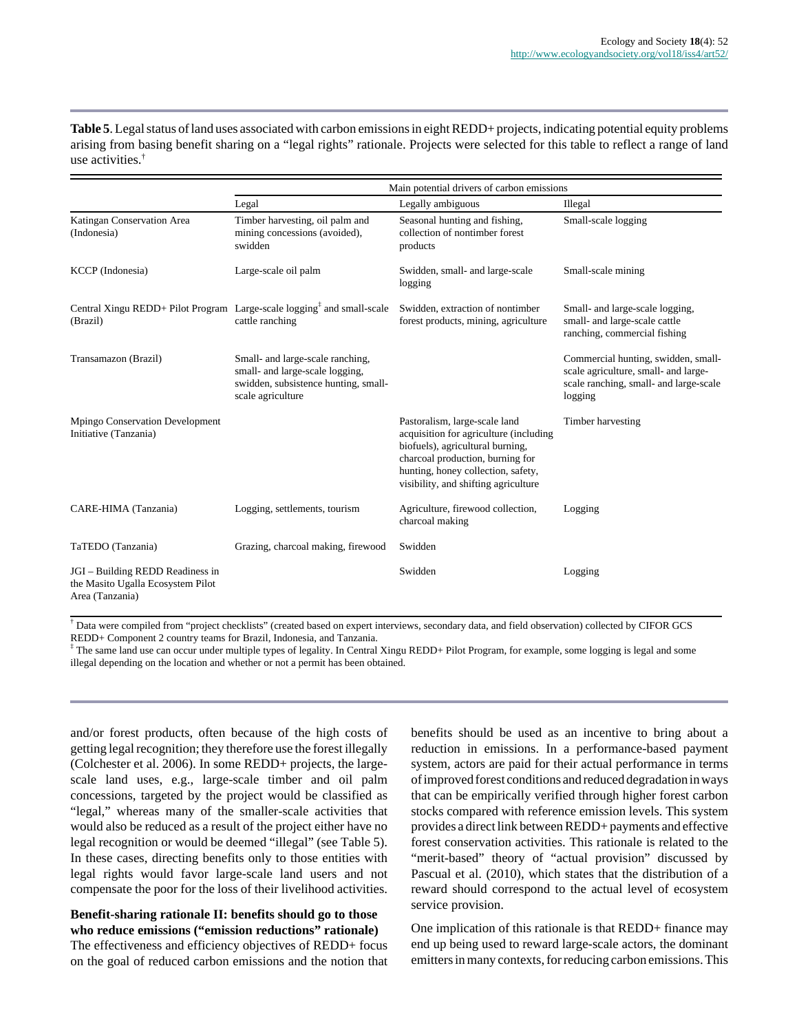**Table 5**. Legal status of land uses associated with carbon emissions in eight REDD+ projects, indicating potential equity problems arising from basing benefit sharing on a "legal rights" rationale. Projects were selected for this table to reflect a range of land use activities.[†]

| | Main potential drivers of carbon emissions | | |
|---|---|---|---|
| | Legal | Legally ambiguous | Illegal |
| Katingan Conservation Area (Indonesia) | Timber harvesting, oil palm and mining concessions (avoided), swidden | Seasonal hunting and fishing, collection of nontimber forest products | Small-scale logging |
| KCCP (Indonesia) | Large-scale oil palm | Swidden, small- and large-scale logging | Small-scale mining |
| Central Xingu REDD+ Pilot Program (Brazil) | Large-scale logging[‡] and small-scale cattle ranching | Swidden, extraction of nontimber forest products, mining, agriculture | Small- and large-scale logging, small- and large-scale cattle ranching, commercial fishing |
| Transamazon (Brazil) | Small- and large-scale ranching, small- and large-scale logging, swidden, subsistence hunting, small-scale agriculture | | Commercial hunting, swidden, small-scale agriculture, small- and large-scale ranching, small- and large-scale logging |
| Mpingo Conservation Development Initiative (Tanzania) | | Pastoralism, large-scale land acquisition for agriculture (including biofuels), agricultural burning, charcoal production, burning for hunting, honey collection, safety, visibility, and shifting agriculture | Timber harvesting |
| CARE-HIMA (Tanzania) | Logging, settlements, tourism | Agriculture, firewood collection, charcoal making | Logging |
| TaTEDO (Tanzania) | Grazing, charcoal making, firewood | Swidden | |
| JGI – Building REDD Readiness in the Masito Ugalla Ecosystem Pilot Area (Tanzania) | | Swidden | Logging |

[†] Data were compiled from "project checklists" (created based on expert interviews, secondary data, and field observation) collected by CIFOR GCS REDD+ Component 2 country teams for Brazil, Indonesia, and Tanzania.
[‡] The same land use can occur under multiple types of legality. In Central Xingu REDD+ Pilot Program, for example, some logging is legal and some illegal depending on the location and whether or not a permit has been obtained.

and/or forest products, often because of the high costs of getting legal recognition; they therefore use the forest illegally (Colchester et al. 2006). In some REDD+ projects, the large-scale land uses, e.g., large-scale timber and oil palm concessions, targeted by the project would be classified as "legal," whereas many of the smaller-scale activities that would also be reduced as a result of the project either have no legal recognition or would be deemed "illegal" (see Table 5). In these cases, directing benefits only to those entities with legal rights would favor large-scale land users and not compensate the poor for the loss of their livelihood activities.

**Benefit-sharing rationale II: benefits should go to those who reduce emissions ("emission reductions" rationale)**

The effectiveness and efficiency objectives of REDD+ focus on the goal of reduced carbon emissions and the notion that benefits should be used as an incentive to bring about a reduction in emissions. In a performance-based payment system, actors are paid for their actual performance in terms of improved forest conditions and reduced degradation in ways that can be empirically verified through higher forest carbon stocks compared with reference emission levels. This system provides a direct link between REDD+ payments and effective forest conservation activities. This rationale is related to the "merit-based" theory of "actual provision" discussed by Pascual et al. (2010), which states that the distribution of a reward should correspond to the actual level of ecosystem service provision.

One implication of this rationale is that REDD+ finance may end up being used to reward large-scale actors, the dominant emitters in many contexts, for reducing carbon emissions. This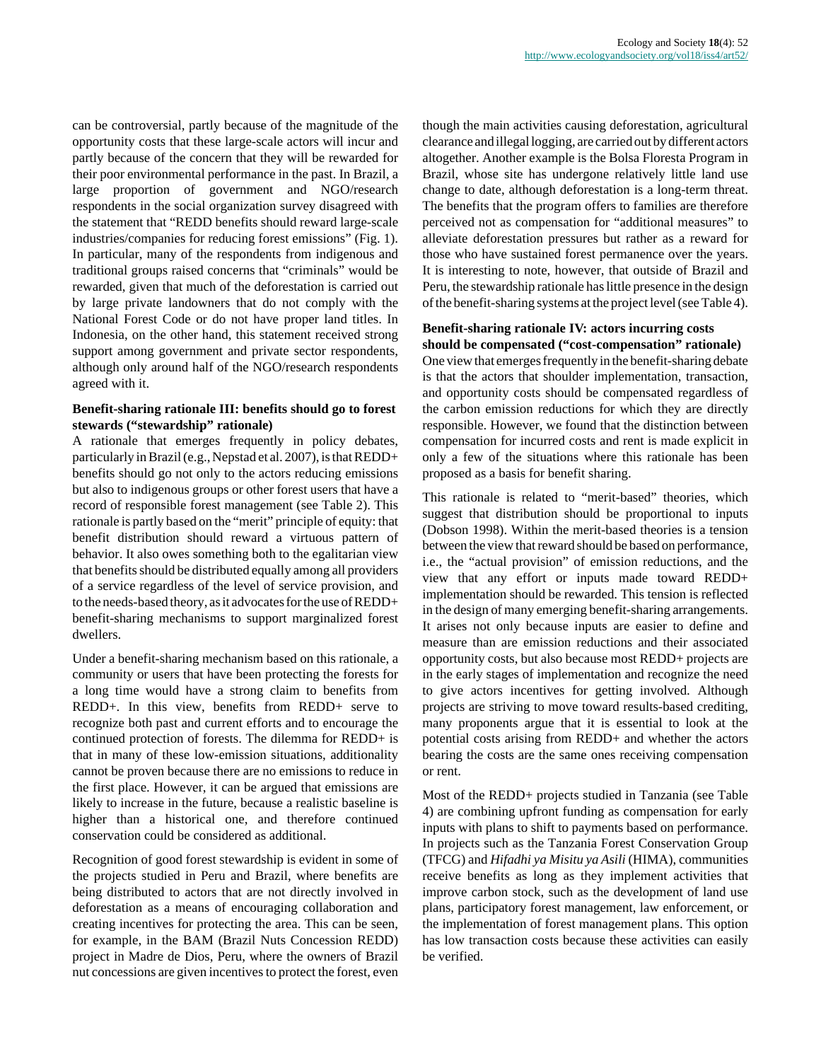can be controversial, partly because of the magnitude of the opportunity costs that these large-scale actors will incur and partly because of the concern that they will be rewarded for their poor environmental performance in the past. In Brazil, a large proportion of government and NGO/research respondents in the social organization survey disagreed with the statement that "REDD benefits should reward large-scale industries/companies for reducing forest emissions" (Fig. 1). In particular, many of the respondents from indigenous and traditional groups raised concerns that "criminals" would be rewarded, given that much of the deforestation is carried out by large private landowners that do not comply with the National Forest Code or do not have proper land titles. In Indonesia, on the other hand, this statement received strong support among government and private sector respondents, although only around half of the NGO/research respondents agreed with it.

### Benefit-sharing rationale III: benefits should go to forest stewards ("stewardship" rationale)

A rationale that emerges frequently in policy debates, particularly in Brazil (e.g., Nepstad et al. 2007), is that REDD+ benefits should go not only to the actors reducing emissions but also to indigenous groups or other forest users that have a record of responsible forest management (see Table 2). This rationale is partly based on the "merit" principle of equity: that benefit distribution should reward a virtuous pattern of behavior. It also owes something both to the egalitarian view that benefits should be distributed equally among all providers of a service regardless of the level of service provision, and to the needs-based theory, as it advocates for the use of REDD+ benefit-sharing mechanisms to support marginalized forest dwellers.

Under a benefit-sharing mechanism based on this rationale, a community or users that have been protecting the forests for a long time would have a strong claim to benefits from REDD+. In this view, benefits from REDD+ serve to recognize both past and current efforts and to encourage the continued protection of forests. The dilemma for REDD+ is that in many of these low-emission situations, additionality cannot be proven because there are no emissions to reduce in the first place. However, it can be argued that emissions are likely to increase in the future, because a realistic baseline is higher than a historical one, and therefore continued conservation could be considered as additional.

Recognition of good forest stewardship is evident in some of the projects studied in Peru and Brazil, where benefits are being distributed to actors that are not directly involved in deforestation as a means of encouraging collaboration and creating incentives for protecting the area. This can be seen, for example, in the BAM (Brazil Nuts Concession REDD) project in Madre de Dios, Peru, where the owners of Brazil nut concessions are given incentives to protect the forest, even though the main activities causing deforestation, agricultural clearance and illegal logging, are carried out by different actors altogether. Another example is the Bolsa Floresta Program in Brazil, whose site has undergone relatively little land use change to date, although deforestation is a long-term threat. The benefits that the program offers to families are therefore perceived not as compensation for "additional measures" to alleviate deforestation pressures but rather as a reward for those who have sustained forest permanence over the years. It is interesting to note, however, that outside of Brazil and Peru, the stewardship rationale has little presence in the design of the benefit-sharing systems at the project level (see Table 4).

### Benefit-sharing rationale IV: actors incurring costs should be compensated ("cost-compensation" rationale)

One view that emerges frequently in the benefit-sharing debate is that the actors that shoulder implementation, transaction, and opportunity costs should be compensated regardless of the carbon emission reductions for which they are directly responsible. However, we found that the distinction between compensation for incurred costs and rent is made explicit in only a few of the situations where this rationale has been proposed as a basis for benefit sharing.

This rationale is related to "merit-based" theories, which suggest that distribution should be proportional to inputs (Dobson 1998). Within the merit-based theories is a tension between the view that reward should be based on performance, i.e., the "actual provision" of emission reductions, and the view that any effort or inputs made toward REDD+ implementation should be rewarded. This tension is reflected in the design of many emerging benefit-sharing arrangements. It arises not only because inputs are easier to define and measure than are emission reductions and their associated opportunity costs, but also because most REDD+ projects are in the early stages of implementation and recognize the need to give actors incentives for getting involved. Although projects are striving to move toward results-based crediting, many proponents argue that it is essential to look at the potential costs arising from REDD+ and whether the actors bearing the costs are the same ones receiving compensation or rent.

Most of the REDD+ projects studied in Tanzania (see Table 4) are combining upfront funding as compensation for early inputs with plans to shift to payments based on performance. In projects such as the Tanzania Forest Conservation Group (TFCG) and *Hifadhi ya Misitu ya Asili* (HIMA), communities receive benefits as long as they implement activities that improve carbon stock, such as the development of land use plans, participatory forest management, law enforcement, or the implementation of forest management plans. This option has low transaction costs because these activities can easily be verified.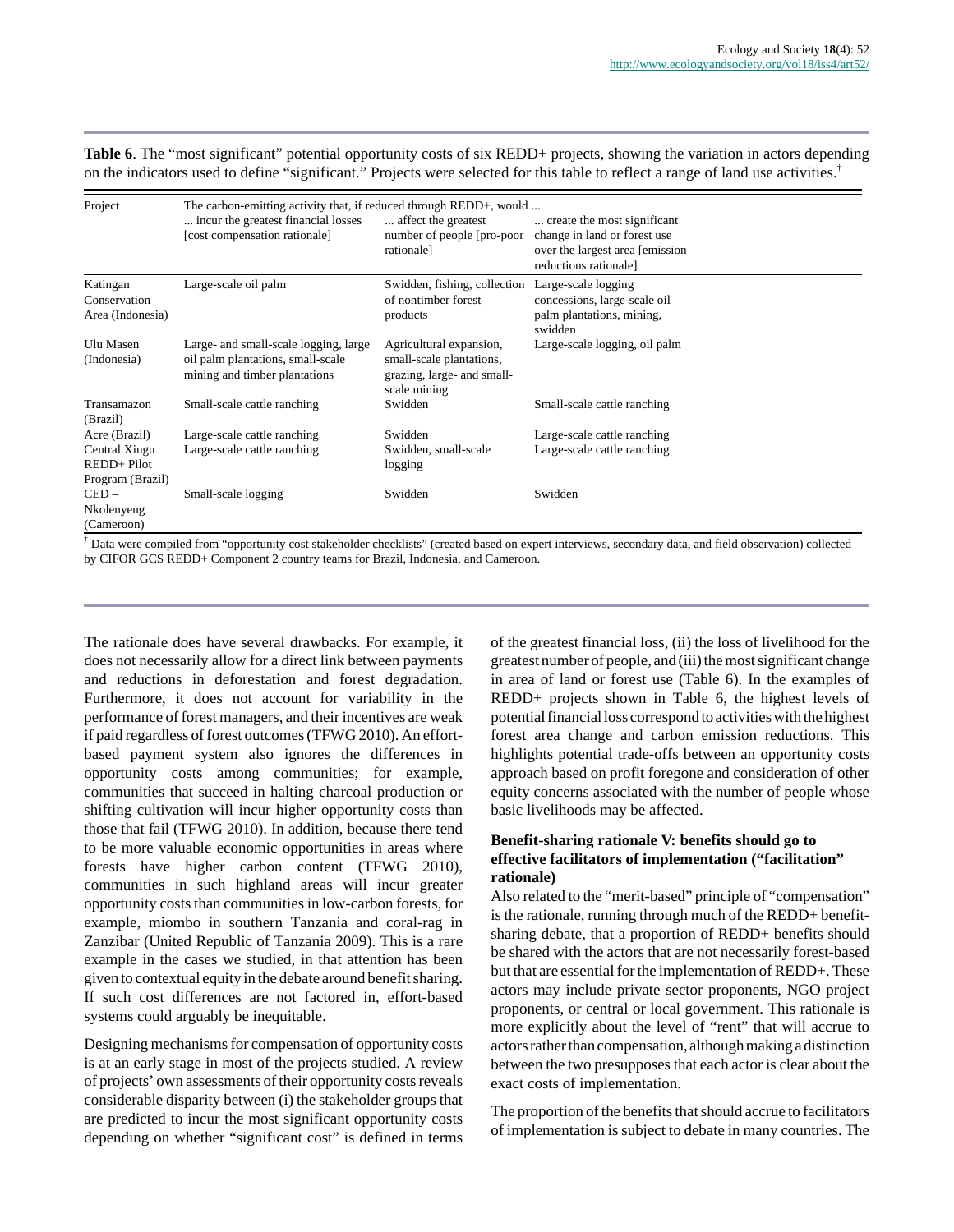**Table 6**. The "most significant" potential opportunity costs of six REDD+ projects, showing the variation in actors depending on the indicators used to define "significant." Projects were selected for this table to reflect a range of land use activities.[†]

| Project | The carbon-emitting activity that, if reduced through REDD+, would ... | | |
|---|---|---|---|
| | ... incur the greatest financial losses [cost compensation rationale] | ... affect the greatest number of people [pro-poor rationale] | ... create the most significant change in land or forest use over the largest area [emission reductions rationale] |
| Katingan Conservation Area (Indonesia) | Large-scale oil palm | Swidden, fishing, collection of nontimber forest products | Large-scale logging concessions, large-scale oil palm plantations, mining, swidden |
| Ulu Masen (Indonesia) | Large- and small-scale logging, large oil palm plantations, small-scale mining and timber plantations | Agricultural expansion, small-scale plantations, grazing, large- and small-scale mining | Large-scale logging, oil palm |
| Transamazon (Brazil) | Small-scale cattle ranching | Swidden | Small-scale cattle ranching |
| Acre (Brazil) | Large-scale cattle ranching | Swidden | Large-scale cattle ranching |
| Central Xingu REDD+ Pilot Program (Brazil) | Large-scale cattle ranching | Swidden, small-scale logging | Large-scale cattle ranching |
| CED – Nkolenyeng (Cameroon) | Small-scale logging | Swidden | Swidden |

[†] Data were compiled from "opportunity cost stakeholder checklists" (created based on expert interviews, secondary data, and field observation) collected by CIFOR GCS REDD+ Component 2 country teams for Brazil, Indonesia, and Cameroon.

The rationale does have several drawbacks. For example, it does not necessarily allow for a direct link between payments and reductions in deforestation and forest degradation. Furthermore, it does not account for variability in the performance of forest managers, and their incentives are weak if paid regardless of forest outcomes (TFWG 2010). An effort-based payment system also ignores the differences in opportunity costs among communities; for example, communities that succeed in halting charcoal production or shifting cultivation will incur higher opportunity costs than those that fail (TFWG 2010). In addition, because there tend to be more valuable economic opportunities in areas where forests have higher carbon content (TFWG 2010), communities in such highland areas will incur greater opportunity costs than communities in low-carbon forests, for example, miombo in southern Tanzania and coral-rag in Zanzibar (United Republic of Tanzania 2009). This is a rare example in the cases we studied, in that attention has been given to contextual equity in the debate around benefit sharing. If such cost differences are not factored in, effort-based systems could arguably be inequitable.

Designing mechanisms for compensation of opportunity costs is at an early stage in most of the projects studied. A review of projects' own assessments of their opportunity costs reveals considerable disparity between (i) the stakeholder groups that are predicted to incur the most significant opportunity costs depending on whether "significant cost" is defined in terms of the greatest financial loss, (ii) the loss of livelihood for the greatest number of people, and (iii) the most significant change in area of land or forest use (Table 6). In the examples of REDD+ projects shown in Table 6, the highest levels of potential financial loss correspond to activities with the highest forest area change and carbon emission reductions. This highlights potential trade-offs between an opportunity costs approach based on profit foregone and consideration of other equity concerns associated with the number of people whose basic livelihoods may be affected.

### Benefit-sharing rationale V: benefits should go to effective facilitators of implementation ("facilitation" rationale)

Also related to the "merit-based" principle of "compensation" is the rationale, running through much of the REDD+ benefit-sharing debate, that a proportion of REDD+ benefits should be shared with the actors that are not necessarily forest-based but that are essential for the implementation of REDD+. These actors may include private sector proponents, NGO project proponents, or central or local government. This rationale is more explicitly about the level of "rent" that will accrue to actors rather than compensation, although making a distinction between the two presupposes that each actor is clear about the exact costs of implementation.

The proportion of the benefits that should accrue to facilitators of implementation is subject to debate in many countries. The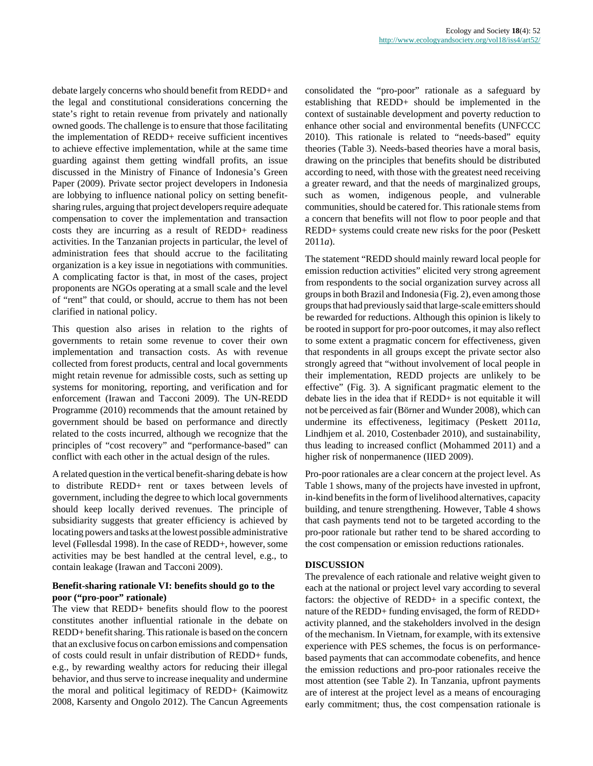debate largely concerns who should benefit from REDD+ and the legal and constitutional considerations concerning the state's right to retain revenue from privately and nationally owned goods. The challenge is to ensure that those facilitating the implementation of REDD+ receive sufficient incentives to achieve effective implementation, while at the same time guarding against them getting windfall profits, an issue discussed in the Ministry of Finance of Indonesia's Green Paper (2009). Private sector project developers in Indonesia are lobbying to influence national policy on setting benefit-sharing rules, arguing that project developers require adequate compensation to cover the implementation and transaction costs they are incurring as a result of REDD+ readiness activities. In the Tanzanian projects in particular, the level of administration fees that should accrue to the facilitating organization is a key issue in negotiations with communities. A complicating factor is that, in most of the cases, project proponents are NGOs operating at a small scale and the level of "rent" that could, or should, accrue to them has not been clarified in national policy.

This question also arises in relation to the rights of governments to retain some revenue to cover their own implementation and transaction costs. As with revenue collected from forest products, central and local governments might retain revenue for admissible costs, such as setting up systems for monitoring, reporting, and verification and for enforcement (Irawan and Tacconi 2009). The UN-REDD Programme (2010) recommends that the amount retained by government should be based on performance and directly related to the costs incurred, although we recognize that the principles of "cost recovery" and "performance-based" can conflict with each other in the actual design of the rules.

A related question in the vertical benefit-sharing debate is how to distribute REDD+ rent or taxes between levels of government, including the degree to which local governments should keep locally derived revenues. The principle of subsidiarity suggests that greater efficiency is achieved by locating powers and tasks at the lowest possible administrative level (Føllesdal 1998). In the case of REDD+, however, some activities may be best handled at the central level, e.g., to contain leakage (Irawan and Tacconi 2009).

### Benefit-sharing rationale VI: benefits should go to the poor ("pro-poor" rationale)

The view that REDD+ benefits should flow to the poorest constitutes another influential rationale in the debate on REDD+ benefit sharing. This rationale is based on the concern that an exclusive focus on carbon emissions and compensation of costs could result in unfair distribution of REDD+ funds, e.g., by rewarding wealthy actors for reducing their illegal behavior, and thus serve to increase inequality and undermine the moral and political legitimacy of REDD+ (Kaimowitz 2008, Karsenty and Ongolo 2012). The Cancun Agreements consolidated the "pro-poor" rationale as a safeguard by establishing that REDD+ should be implemented in the context of sustainable development and poverty reduction to enhance other social and environmental benefits (UNFCCC 2010). This rationale is related to "needs-based" equity theories (Table 3). Needs-based theories have a moral basis, drawing on the principles that benefits should be distributed according to need, with those with the greatest need receiving a greater reward, and that the needs of marginalized groups, such as women, indigenous people, and vulnerable communities, should be catered for. This rationale stems from a concern that benefits will not flow to poor people and that REDD+ systems could create new risks for the poor (Peskett 2011*a*).

The statement "REDD should mainly reward local people for emission reduction activities" elicited very strong agreement from respondents to the social organization survey across all groups in both Brazil and Indonesia (Fig. 2), even among those groups that had previously said that large-scale emitters should be rewarded for reductions. Although this opinion is likely to be rooted in support for pro-poor outcomes, it may also reflect to some extent a pragmatic concern for effectiveness, given that respondents in all groups except the private sector also strongly agreed that "without involvement of local people in their implementation, REDD projects are unlikely to be effective" (Fig. 3). A significant pragmatic element to the debate lies in the idea that if REDD+ is not equitable it will not be perceived as fair (Börner and Wunder 2008), which can undermine its effectiveness, legitimacy (Peskett 2011*a*, Lindhjem et al. 2010, Costenbader 2010), and sustainability, thus leading to increased conflict (Mohammed 2011) and a higher risk of nonpermanence (IIED 2009).

Pro-poor rationales are a clear concern at the project level. As Table 1 shows, many of the projects have invested in upfront, in-kind benefits in the form of livelihood alternatives, capacity building, and tenure strengthening. However, Table 4 shows that cash payments tend not to be targeted according to the pro-poor rationale but rather tend to be shared according to the cost compensation or emission reductions rationales.

## DISCUSSION

The prevalence of each rationale and relative weight given to each at the national or project level vary according to several factors: the objective of REDD+ in a specific context, the nature of the REDD+ funding envisaged, the form of REDD+ activity planned, and the stakeholders involved in the design of the mechanism. In Vietnam, for example, with its extensive experience with PES schemes, the focus is on performance-based payments that can accommodate cobenefits, and hence the emission reductions and pro-poor rationales receive the most attention (see Table 2). In Tanzania, upfront payments are of interest at the project level as a means of encouraging early commitment; thus, the cost compensation rationale is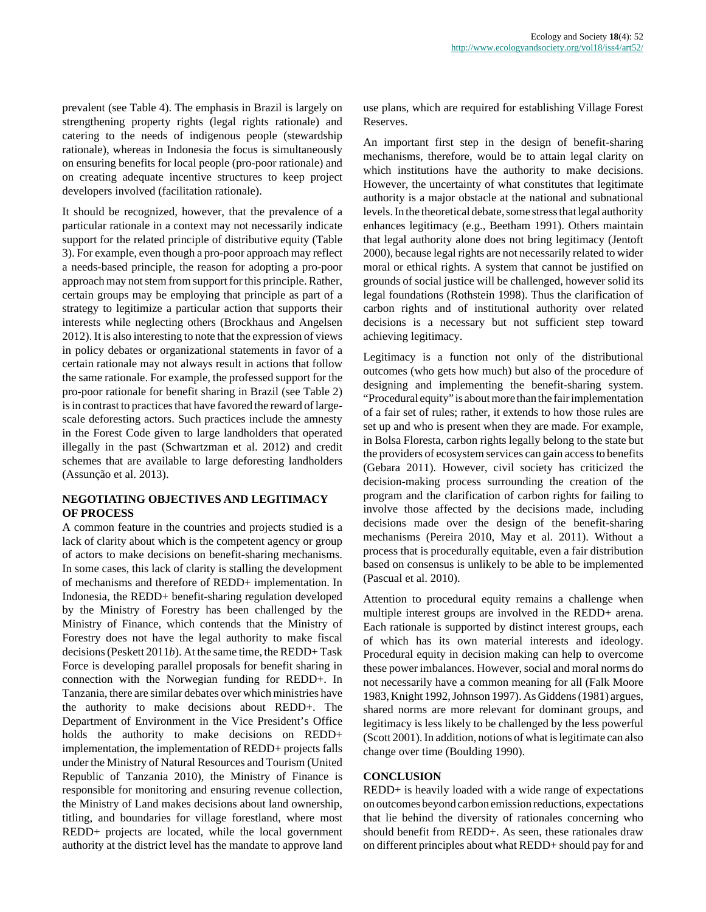prevalent (see Table 4). The emphasis in Brazil is largely on strengthening property rights (legal rights rationale) and catering to the needs of indigenous people (stewardship rationale), whereas in Indonesia the focus is simultaneously on ensuring benefits for local people (pro-poor rationale) and on creating adequate incentive structures to keep project developers involved (facilitation rationale).

It should be recognized, however, that the prevalence of a particular rationale in a context may not necessarily indicate support for the related principle of distributive equity (Table 3). For example, even though a pro-poor approach may reflect a needs-based principle, the reason for adopting a pro-poor approach may not stem from support for this principle. Rather, certain groups may be employing that principle as part of a strategy to legitimize a particular action that supports their interests while neglecting others (Brockhaus and Angelsen 2012). It is also interesting to note that the expression of views in policy debates or organizational statements in favor of a certain rationale may not always result in actions that follow the same rationale. For example, the professed support for the pro-poor rationale for benefit sharing in Brazil (see Table 2) is in contrast to practices that have favored the reward of large-scale deforesting actors. Such practices include the amnesty in the Forest Code given to large landholders that operated illegally in the past (Schwartzman et al. 2012) and credit schemes that are available to large deforesting landholders (Assunção et al. 2013).

## NEGOTIATING OBJECTIVES AND LEGITIMACY OF PROCESS

A common feature in the countries and projects studied is a lack of clarity about which is the competent agency or group of actors to make decisions on benefit-sharing mechanisms. In some cases, this lack of clarity is stalling the development of mechanisms and therefore of REDD+ implementation. In Indonesia, the REDD+ benefit-sharing regulation developed by the Ministry of Forestry has been challenged by the Ministry of Finance, which contends that the Ministry of Forestry does not have the legal authority to make fiscal decisions (Peskett 2011*b*). At the same time, the REDD+ Task Force is developing parallel proposals for benefit sharing in connection with the Norwegian funding for REDD+. In Tanzania, there are similar debates over which ministries have the authority to make decisions about REDD+. The Department of Environment in the Vice President's Office holds the authority to make decisions on REDD+ implementation, the implementation of REDD+ projects falls under the Ministry of Natural Resources and Tourism (United Republic of Tanzania 2010), the Ministry of Finance is responsible for monitoring and ensuring revenue collection, the Ministry of Land makes decisions about land ownership, titling, and boundaries for village forestland, where most REDD+ projects are located, while the local government authority at the district level has the mandate to approve land use plans, which are required for establishing Village Forest Reserves.

An important first step in the design of benefit-sharing mechanisms, therefore, would be to attain legal clarity on which institutions have the authority to make decisions. However, the uncertainty of what constitutes that legitimate authority is a major obstacle at the national and subnational levels. In the theoretical debate, some stress that legal authority enhances legitimacy (e.g., Beetham 1991). Others maintain that legal authority alone does not bring legitimacy (Jentoft 2000), because legal rights are not necessarily related to wider moral or ethical rights. A system that cannot be justified on grounds of social justice will be challenged, however solid its legal foundations (Rothstein 1998). Thus the clarification of carbon rights and of institutional authority over related decisions is a necessary but not sufficient step toward achieving legitimacy.

Legitimacy is a function not only of the distributional outcomes (who gets how much) but also of the procedure of designing and implementing the benefit-sharing system. "Procedural equity" is about more than the fair implementation of a fair set of rules; rather, it extends to how those rules are set up and who is present when they are made. For example, in Bolsa Floresta, carbon rights legally belong to the state but the providers of ecosystem services can gain access to benefits (Gebara 2011). However, civil society has criticized the decision-making process surrounding the creation of the program and the clarification of carbon rights for failing to involve those affected by the decisions made, including decisions made over the design of the benefit-sharing mechanisms (Pereira 2010, May et al. 2011). Without a process that is procedurally equitable, even a fair distribution based on consensus is unlikely to be able to be implemented (Pascual et al. 2010).

Attention to procedural equity remains a challenge when multiple interest groups are involved in the REDD+ arena. Each rationale is supported by distinct interest groups, each of which has its own material interests and ideology. Procedural equity in decision making can help to overcome these power imbalances. However, social and moral norms do not necessarily have a common meaning for all (Falk Moore 1983, Knight 1992, Johnson 1997). As Giddens (1981) argues, shared norms are more relevant for dominant groups, and legitimacy is less likely to be challenged by the less powerful (Scott 2001). In addition, notions of what is legitimate can also change over time (Boulding 1990).

## CONCLUSION

REDD+ is heavily loaded with a wide range of expectations on outcomes beyond carbon emission reductions, expectations that lie behind the diversity of rationales concerning who should benefit from REDD+. As seen, these rationales draw on different principles about what REDD+ should pay for and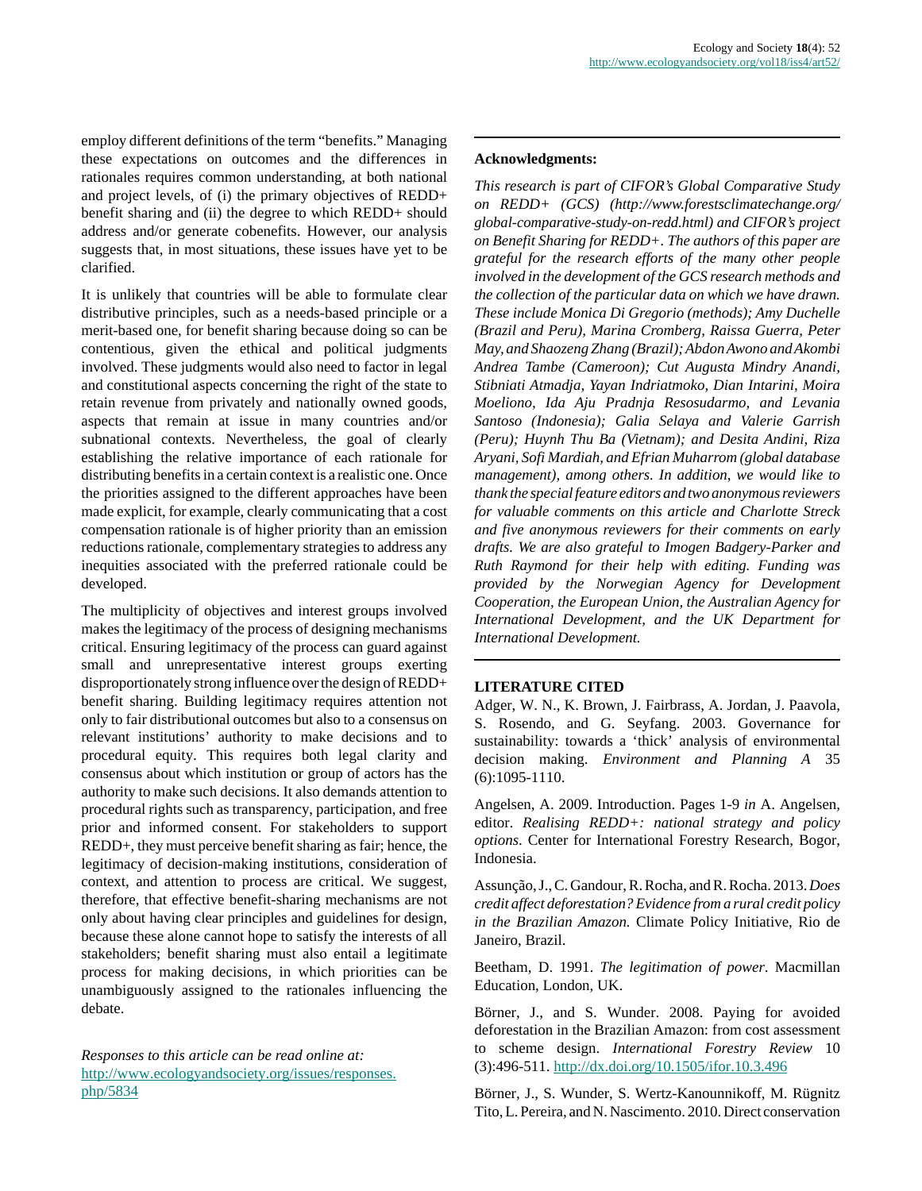employ different definitions of the term "benefits." Managing these expectations on outcomes and the differences in rationales requires common understanding, at both national and project levels, of (i) the primary objectives of REDD+ benefit sharing and (ii) the degree to which REDD+ should address and/or generate cobenefits. However, our analysis suggests that, in most situations, these issues have yet to be clarified.

It is unlikely that countries will be able to formulate clear distributive principles, such as a needs-based principle or a merit-based one, for benefit sharing because doing so can be contentious, given the ethical and political judgments involved. These judgments would also need to factor in legal and constitutional aspects concerning the right of the state to retain revenue from privately and nationally owned goods, aspects that remain at issue in many countries and/or subnational contexts. Nevertheless, the goal of clearly establishing the relative importance of each rationale for distributing benefits in a certain context is a realistic one. Once the priorities assigned to the different approaches have been made explicit, for example, clearly communicating that a cost compensation rationale is of higher priority than an emission reductions rationale, complementary strategies to address any inequities associated with the preferred rationale could be developed.

The multiplicity of objectives and interest groups involved makes the legitimacy of the process of designing mechanisms critical. Ensuring legitimacy of the process can guard against small and unrepresentative interest groups exerting disproportionately strong influence over the design of REDD+ benefit sharing. Building legitimacy requires attention not only to fair distributional outcomes but also to a consensus on relevant institutions' authority to make decisions and to procedural equity. This requires both legal clarity and consensus about which institution or group of actors has the authority to make such decisions. It also demands attention to procedural rights such as transparency, participation, and free prior and informed consent. For stakeholders to support REDD+, they must perceive benefit sharing as fair; hence, the legitimacy of decision-making institutions, consideration of context, and attention to process are critical. We suggest, therefore, that effective benefit-sharing mechanisms are not only about having clear principles and guidelines for design, because these alone cannot hope to satisfy the interests of all stakeholders; benefit sharing must also entail a legitimate process for making decisions, in which priorities can be unambiguously assigned to the rationales influencing the debate.

*Responses to this article can be read online at:*
http://www.ecologyandsociety.org/issues/responses.php/5834

## Acknowledgments:

*This research is part of CIFOR's Global Comparative Study on REDD+ (GCS) (http://www.forestsclimatechange.org/global-comparative-study-on-redd.html) and CIFOR's project on Benefit Sharing for REDD+. The authors of this paper are grateful for the research efforts of the many other people involved in the development of the GCS research methods and the collection of the particular data on which we have drawn. These include Monica Di Gregorio (methods); Amy Duchelle (Brazil and Peru), Marina Cromberg, Raissa Guerra, Peter May, and Shaozeng Zhang (Brazil); Abdon Awono and Akombi Andrea Tambe (Cameroon); Cut Augusta Mindry Anandi, Stibniati Atmadja, Yayan Indriatmoko, Dian Intarini, Moira Moeliono, Ida Aju Pradnja Resosudarmo, and Levania Santoso (Indonesia); Galia Selaya and Valerie Garrish (Peru); Huynh Thu Ba (Vietnam); and Desita Andini, Riza Aryani, Sofi Mardiah, and Efrian Muharrom (global database management), among others. In addition, we would like to thank the special feature editors and two anonymous reviewers for valuable comments on this article and Charlotte Streck and five anonymous reviewers for their comments on early drafts. We are also grateful to Imogen Badgery-Parker and Ruth Raymond for their help with editing. Funding was provided by the Norwegian Agency for Development Cooperation, the European Union, the Australian Agency for International Development, and the UK Department for International Development.*

## LITERATURE CITED

Adger, W. N., K. Brown, J. Fairbrass, A. Jordan, J. Paavola, S. Rosendo, and G. Seyfang. 2003. Governance for sustainability: towards a 'thick' analysis of environmental decision making. *Environment and Planning A* 35 (6):1095-1110.

Angelsen, A. 2009. Introduction. Pages 1-9 *in* A. Angelsen, editor. *Realising REDD+: national strategy and policy options*. Center for International Forestry Research, Bogor, Indonesia.

Assunção, J., C. Gandour, R. Rocha, and R. Rocha. 2013. *Does credit affect deforestation? Evidence from a rural credit policy in the Brazilian Amazon.* Climate Policy Initiative, Rio de Janeiro, Brazil.

Beetham, D. 1991. *The legitimation of power*. Macmillan Education, London, UK.

Börner, J., and S. Wunder. 2008. Paying for avoided deforestation in the Brazilian Amazon: from cost assessment to scheme design. *International Forestry Review* 10 (3):496-511. http://dx.doi.org/10.1505/ifor.10.3.496

Börner, J., S. Wunder, S. Wertz-Kanounnikoff, M. Rügnitz Tito, L. Pereira, and N. Nascimento. 2010. Direct conservation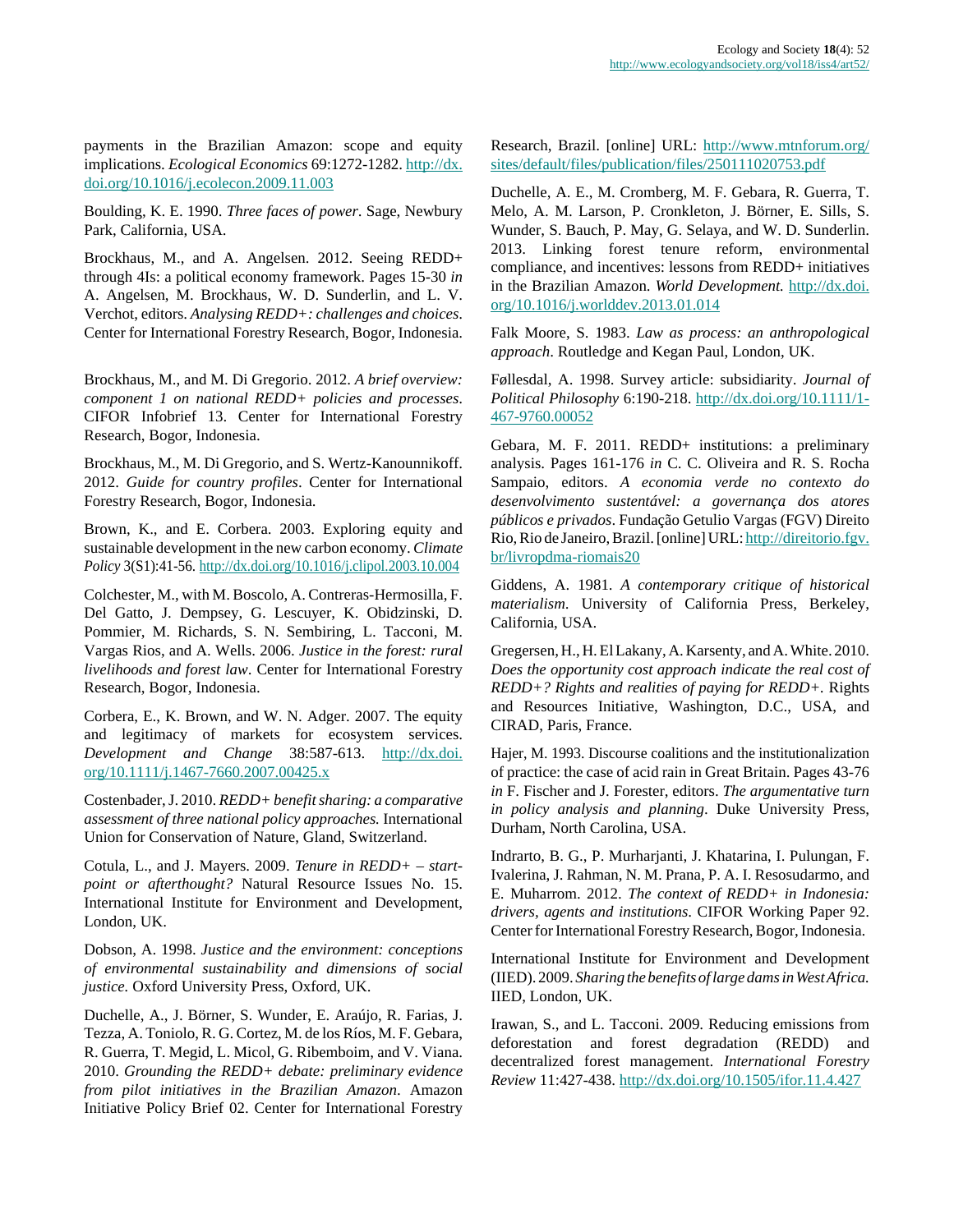payments in the Brazilian Amazon: scope and equity implications. *Ecological Economics* 69:1272-1282. http://dx.doi.org/10.1016/j.ecolecon.2009.11.003

Boulding, K. E. 1990. *Three faces of power*. Sage, Newbury Park, California, USA.

Brockhaus, M., and A. Angelsen. 2012. Seeing REDD+ through 4Is: a political economy framework. Pages 15-30 *in* A. Angelsen, M. Brockhaus, W. D. Sunderlin, and L. V. Verchot, editors. *Analysing REDD+: challenges and choices*. Center for International Forestry Research, Bogor, Indonesia.

Brockhaus, M., and M. Di Gregorio. 2012. *A brief overview: component 1 on national REDD+ policies and processes*. CIFOR Infobrief 13. Center for International Forestry Research, Bogor, Indonesia.

Brockhaus, M., M. Di Gregorio, and S. Wertz-Kanounnikoff. 2012. *Guide for country profiles*. Center for International Forestry Research, Bogor, Indonesia.

Brown, K., and E. Corbera. 2003. Exploring equity and sustainable development in the new carbon economy. *Climate Policy* 3(S1):41-56. http://dx.doi.org/10.1016/j.clipol.2003.10.004

Colchester, M., with M. Boscolo, A. Contreras-Hermosilla, F. Del Gatto, J. Dempsey, G. Lescuyer, K. Obidzinski, D. Pommier, M. Richards, S. N. Sembiring, L. Tacconi, M. Vargas Rios, and A. Wells. 2006. *Justice in the forest: rural livelihoods and forest law*. Center for International Forestry Research, Bogor, Indonesia.

Corbera, E., K. Brown, and W. N. Adger. 2007. The equity and legitimacy of markets for ecosystem services. *Development and Change* 38:587-613. http://dx.doi.org/10.1111/j.1467-7660.2007.00425.x

Costenbader, J. 2010. *REDD+ benefit sharing: a comparative assessment of three national policy approaches.* International Union for Conservation of Nature, Gland, Switzerland.

Cotula, L., and J. Mayers. 2009. *Tenure in REDD+ – start-point or afterthought?* Natural Resource Issues No. 15. International Institute for Environment and Development, London, UK.

Dobson, A. 1998. *Justice and the environment: conceptions of environmental sustainability and dimensions of social justice.* Oxford University Press, Oxford, UK.

Duchelle, A., J. Börner, S. Wunder, E. Araújo, R. Farias, J. Tezza, A. Toniolo, R. G. Cortez, M. de los Ríos, M. F. Gebara, R. Guerra, T. Megid, L. Micol, G. Ribemboim, and V. Viana. 2010. *Grounding the REDD+ debate: preliminary evidence from pilot initiatives in the Brazilian Amazon*. Amazon Initiative Policy Brief 02. Center for International Forestry Research, Brazil. [online] URL: http://www.mtnforum.org/sites/default/files/publication/files/250111020753.pdf

Duchelle, A. E., M. Cromberg, M. F. Gebara, R. Guerra, T. Melo, A. M. Larson, P. Cronkleton, J. Börner, E. Sills, S. Wunder, S. Bauch, P. May, G. Selaya, and W. D. Sunderlin. 2013. Linking forest tenure reform, environmental compliance, and incentives: lessons from REDD+ initiatives in the Brazilian Amazon. *World Development.* http://dx.doi.org/10.1016/j.worlddev.2013.01.014

Falk Moore, S. 1983. *Law as process: an anthropological approach*. Routledge and Kegan Paul, London, UK.

Føllesdal, A. 1998. Survey article: subsidiarity. *Journal of Political Philosophy* 6:190-218. http://dx.doi.org/10.1111/1-467-9760.00052

Gebara, M. F. 2011. REDD+ institutions: a preliminary analysis. Pages 161-176 *in* C. C. Oliveira and R. S. Rocha Sampaio, editors. *A economia verde no contexto do desenvolvimento sustentável: a governança dos atores públicos e privados*. Fundação Getulio Vargas (FGV) Direito Rio, Rio de Janeiro, Brazil. [online] URL: http://direitorio.fgv.br/livropdma-riomais20

Giddens, A. 1981. *A contemporary critique of historical materialism*. University of California Press, Berkeley, California, USA.

Gregersen, H., H. El Lakany, A. Karsenty, and A. White. 2010. *Does the opportunity cost approach indicate the real cost of REDD+? Rights and realities of paying for REDD+*. Rights and Resources Initiative, Washington, D.C., USA, and CIRAD, Paris, France.

Hajer, M. 1993. Discourse coalitions and the institutionalization of practice: the case of acid rain in Great Britain. Pages 43-76 *in* F. Fischer and J. Forester, editors. *The argumentative turn in policy analysis and planning*. Duke University Press, Durham, North Carolina, USA.

Indrarto, B. G., P. Murharjanti, J. Khatarina, I. Pulungan, F. Ivalerina, J. Rahman, N. M. Prana, P. A. I. Resosudarmo, and E. Muharrom. 2012. *The context of REDD+ in Indonesia: drivers, agents and institutions*. CIFOR Working Paper 92. Center for International Forestry Research, Bogor, Indonesia.

International Institute for Environment and Development (IIED). 2009. *Sharing the benefits of large dams in West Africa.* IIED, London, UK.

Irawan, S., and L. Tacconi. 2009. Reducing emissions from deforestation and forest degradation (REDD) and decentralized forest management. *International Forestry Review* 11:427-438. http://dx.doi.org/10.1505/ifor.11.4.427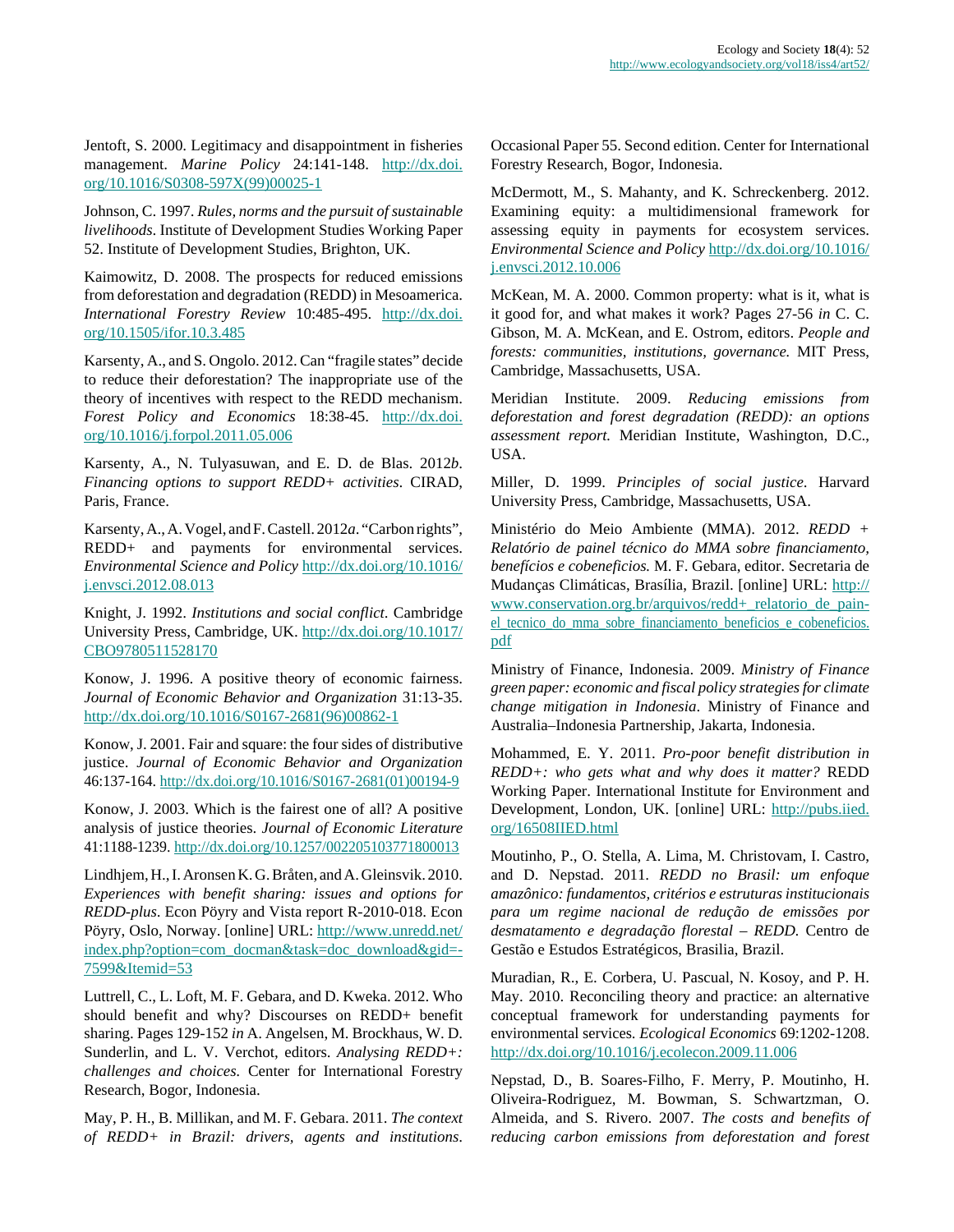Jentoft, S. 2000. Legitimacy and disappointment in fisheries management. *Marine Policy* 24:141-148. http://dx.doi.org/10.1016/S0308-597X(99)00025-1

Johnson, C. 1997. *Rules, norms and the pursuit of sustainable livelihoods*. Institute of Development Studies Working Paper 52. Institute of Development Studies, Brighton, UK.

Kaimowitz, D. 2008. The prospects for reduced emissions from deforestation and degradation (REDD) in Mesoamerica. *International Forestry Review* 10:485-495. http://dx.doi.org/10.1505/ifor.10.3.485

Karsenty, A., and S. Ongolo. 2012. Can “fragile states” decide to reduce their deforestation? The inappropriate use of the theory of incentives with respect to the REDD mechanism. *Forest Policy and Economics* 18:38-45. http://dx.doi.org/10.1016/j.forpol.2011.05.006

Karsenty, A., N. Tulyasuwan, and E. D. de Blas. 2012*b*. *Financing options to support REDD+ activities*. CIRAD, Paris, France.

Karsenty, A., A. Vogel, and F. Castell. 2012*a*. “Carbon rights”, REDD+ and payments for environmental services. *Environmental Science and Policy* http://dx.doi.org/10.1016/j.envsci.2012.08.013

Knight, J. 1992. *Institutions and social conflict*. Cambridge University Press, Cambridge, UK. http://dx.doi.org/10.1017/CBO9780511528170

Konow, J. 1996. A positive theory of economic fairness. *Journal of Economic Behavior and Organization* 31:13-35. http://dx.doi.org/10.1016/S0167-2681(96)00862-1

Konow, J. 2001. Fair and square: the four sides of distributive justice. *Journal of Economic Behavior and Organization* 46:137-164. http://dx.doi.org/10.1016/S0167-2681(01)00194-9

Konow, J. 2003. Which is the fairest one of all? A positive analysis of justice theories. *Journal of Economic Literature* 41:1188-1239. http://dx.doi.org/10.1257/002205103771800013

Lindhjem, H., I. Aronsen K. G. Bråten, and A. Gleinsvik. 2010. *Experiences with benefit sharing: issues and options for REDD-plus*. Econ Pöyry and Vista report R-2010-018. Econ Pöyry, Oslo, Norway. [online] URL: http://www.unredd.net/index.php?option=com_docman&task=doc_download&gid=-7599&Itemid=53

Luttrell, C., L. Loft, M. F. Gebara, and D. Kweka. 2012. Who should benefit and why? Discourses on REDD+ benefit sharing. Pages 129-152 *in* A. Angelsen, M. Brockhaus, W. D. Sunderlin, and L. V. Verchot, editors. *Analysing REDD+: challenges and choices.* Center for International Forestry Research, Bogor, Indonesia.

May, P. H., B. Millikan, and M. F. Gebara. 2011. *The context of REDD+ in Brazil: drivers, agents and institutions*. Occasional Paper 55. Second edition. Center for International Forestry Research, Bogor, Indonesia.

McDermott, M., S. Mahanty, and K. Schreckenberg. 2012. Examining equity: a multidimensional framework for assessing equity in payments for ecosystem services. *Environmental Science and Policy* http://dx.doi.org/10.1016/j.envsci.2012.10.006

McKean, M. A. 2000. Common property: what is it, what is it good for, and what makes it work? Pages 27-56 *in* C. C. Gibson, M. A. McKean, and E. Ostrom, editors. *People and forests: communities, institutions, governance.* MIT Press, Cambridge, Massachusetts, USA.

Meridian Institute. 2009. *Reducing emissions from deforestation and forest degradation (REDD): an options assessment report.* Meridian Institute, Washington, D.C., USA.

Miller, D. 1999. *Principles of social justice*. Harvard University Press, Cambridge, Massachusetts, USA.

Ministério do Meio Ambiente (MMA). 2012. *REDD + Relatório de painel técnico do MMA sobre financiamento, benefícios e cobeneficios.* M. F. Gebara, editor. Secretaria de Mudanças Climáticas, Brasília, Brazil. [online] URL: http://www.conservation.org.br/arquivos/redd+_relatorio_de_painel_tecnico_do_mma_sobre_financiamento_beneficios_e_cobeneficios.pdf

Ministry of Finance, Indonesia. 2009. *Ministry of Finance green paper: economic and fiscal policy strategies for climate change mitigation in Indonesia*. Ministry of Finance and Australia–Indonesia Partnership, Jakarta, Indonesia.

Mohammed, E. Y. 2011. *Pro-poor benefit distribution in REDD+: who gets what and why does it matter?* REDD Working Paper. International Institute for Environment and Development, London, UK. [online] URL: http://pubs.iied.org/16508IIED.html

Moutinho, P., O. Stella, A. Lima, M. Christovam, I. Castro, and D. Nepstad. 2011. *REDD no Brasil: um enfoque amazônico: fundamentos, critérios e estruturas institucionais para um regime nacional de redução de emissões por desmatamento e degradação florestal – REDD.* Centro de Gestão e Estudos Estratégicos, Brasilia, Brazil.

Muradian, R., E. Corbera, U. Pascual, N. Kosoy, and P. H. May. 2010. Reconciling theory and practice: an alternative conceptual framework for understanding payments for environmental services. *Ecological Economics* 69:1202-1208. http://dx.doi.org/10.1016/j.ecolecon.2009.11.006

Nepstad, D., B. Soares-Filho, F. Merry, P. Moutinho, H. Oliveira-Rodriguez, M. Bowman, S. Schwartzman, O. Almeida, and S. Rivero. 2007. *The costs and benefits of reducing carbon emissions from deforestation and forest*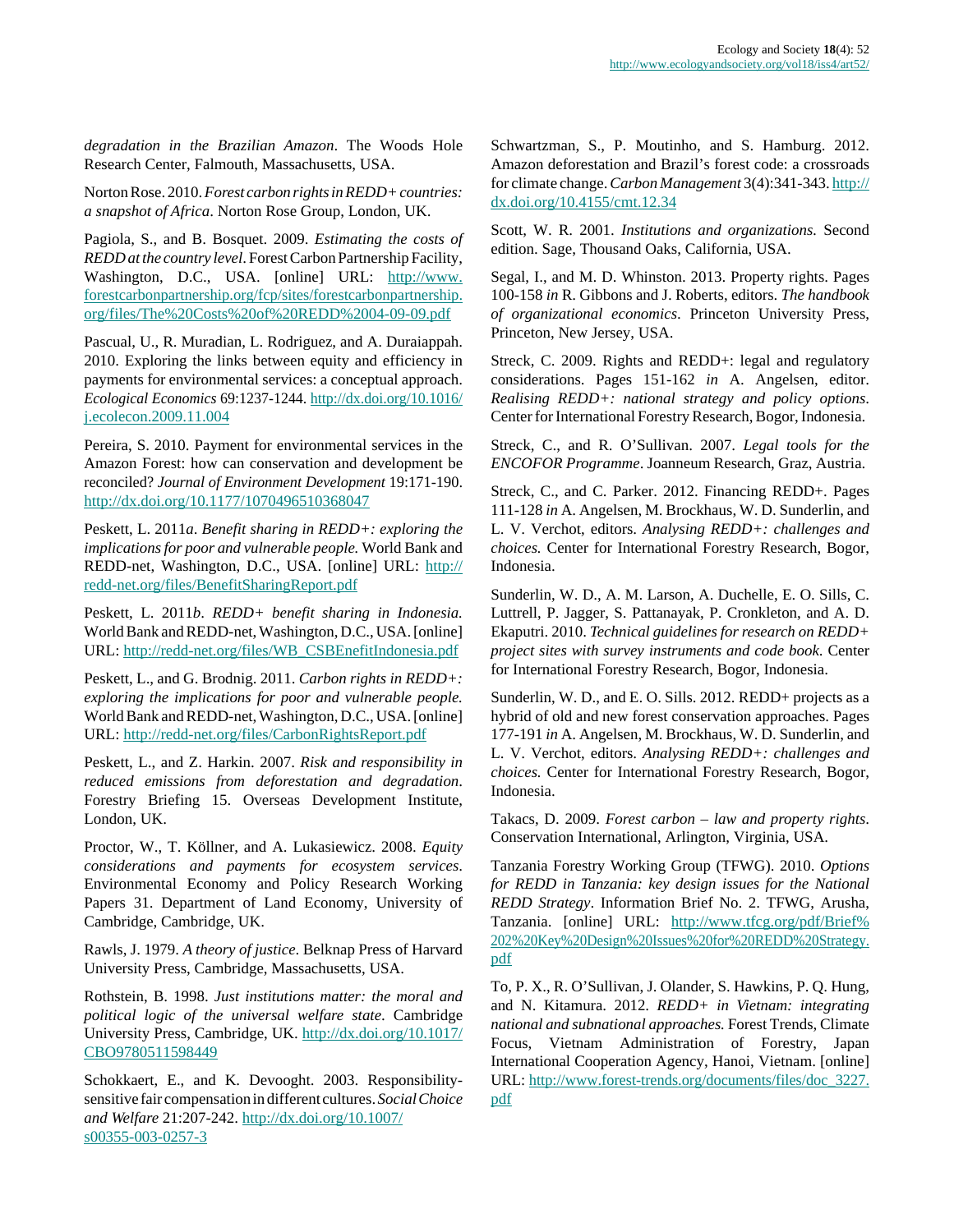*degradation in the Brazilian Amazon*. The Woods Hole Research Center, Falmouth, Massachusetts, USA.

Norton Rose. 2010. *Forest carbon rights in REDD+ countries: a snapshot of Africa*. Norton Rose Group, London, UK.

Pagiola, S., and B. Bosquet. 2009. *Estimating the costs of REDD at the country level*. Forest Carbon Partnership Facility, Washington, D.C., USA. [online] URL: http://www.forestcarbonpartnership.org/fcp/sites/forestcarbonpartnership.org/files/The%20Costs%20of%20REDD%2004-09-09.pdf

Pascual, U., R. Muradian, L. Rodriguez, and A. Duraiappah. 2010. Exploring the links between equity and efficiency in payments for environmental services: a conceptual approach. *Ecological Economics* 69:1237-1244. http://dx.doi.org/10.1016/j.ecolecon.2009.11.004

Pereira, S. 2010. Payment for environmental services in the Amazon Forest: how can conservation and development be reconciled? *Journal of Environment Development* 19:171-190. http://dx.doi.org/10.1177/1070496510368047

Peskett, L. 2011*a*. *Benefit sharing in REDD+: exploring the implications for poor and vulnerable people.* World Bank and REDD-net, Washington, D.C., USA. [online] URL: http://redd-net.org/files/BenefitSharingReport.pdf

Peskett, L. 2011*b*. *REDD+ benefit sharing in Indonesia.* World Bank and REDD-net, Washington, D.C., USA. [online] URL: http://redd-net.org/files/WB_CSBEnefitIndonesia.pdf

Peskett, L., and G. Brodnig. 2011. *Carbon rights in REDD+: exploring the implications for poor and vulnerable people.* World Bank and REDD-net, Washington, D.C., USA. [online] URL: http://redd-net.org/files/CarbonRightsReport.pdf

Peskett, L., and Z. Harkin. 2007. *Risk and responsibility in reduced emissions from deforestation and degradation*. Forestry Briefing 15. Overseas Development Institute, London, UK.

Proctor, W., T. Köllner, and A. Lukasiewicz. 2008. *Equity considerations and payments for ecosystem services*. Environmental Economy and Policy Research Working Papers 31. Department of Land Economy, University of Cambridge, Cambridge, UK.

Rawls, J. 1979. *A theory of justice*. Belknap Press of Harvard University Press, Cambridge, Massachusetts, USA.

Rothstein, B. 1998. *Just institutions matter: the moral and political logic of the universal welfare state*. Cambridge University Press, Cambridge, UK. http://dx.doi.org/10.1017/CBO9780511598449

Schokkaert, E., and K. Devooght. 2003. Responsibility-sensitive fair compensation in different cultures. *Social Choice and Welfare* 21:207-242. http://dx.doi.org/10.1007/s00355-003-0257-3

Schwartzman, S., P. Moutinho, and S. Hamburg. 2012. Amazon deforestation and Brazil's forest code: a crossroads for climate change. *Carbon Management* 3(4):341-343. http://dx.doi.org/10.4155/cmt.12.34

Scott, W. R. 2001. *Institutions and organizations.* Second edition. Sage, Thousand Oaks, California, USA.

Segal, I., and M. D. Whinston. 2013. Property rights. Pages 100-158 *in* R. Gibbons and J. Roberts, editors. *The handbook of organizational economics*. Princeton University Press, Princeton, New Jersey, USA.

Streck, C. 2009. Rights and REDD+: legal and regulatory considerations. Pages 151-162 *in* A. Angelsen, editor. *Realising REDD+: national strategy and policy options*. Center for International Forestry Research, Bogor, Indonesia.

Streck, C., and R. O'Sullivan. 2007. *Legal tools for the ENCOFOR Programme*. Joanneum Research, Graz, Austria.

Streck, C., and C. Parker. 2012. Financing REDD+. Pages 111-128 *in* A. Angelsen, M. Brockhaus, W. D. Sunderlin, and L. V. Verchot, editors. *Analysing REDD+: challenges and choices.* Center for International Forestry Research, Bogor, Indonesia.

Sunderlin, W. D., A. M. Larson, A. Duchelle, E. O. Sills, C. Luttrell, P. Jagger, S. Pattanayak, P. Cronkleton, and A. D. Ekaputri. 2010. *Technical guidelines for research on REDD+ project sites with survey instruments and code book.* Center for International Forestry Research, Bogor, Indonesia.

Sunderlin, W. D., and E. O. Sills. 2012. REDD+ projects as a hybrid of old and new forest conservation approaches. Pages 177-191 *in* A. Angelsen, M. Brockhaus, W. D. Sunderlin, and L. V. Verchot, editors. *Analysing REDD+: challenges and choices.* Center for International Forestry Research, Bogor, Indonesia.

Takacs, D. 2009. *Forest carbon – law and property rights*. Conservation International, Arlington, Virginia, USA.

Tanzania Forestry Working Group (TFWG). 2010. *Options for REDD in Tanzania: key design issues for the National REDD Strategy*. Information Brief No. 2. TFWG, Arusha, Tanzania. [online] URL: http://www.tfcg.org/pdf/Brief%202%20Key%20Design%20Issues%20for%20REDD%20Strategy.pdf

To, P. X., R. O'Sullivan, J. Olander, S. Hawkins, P. Q. Hung, and N. Kitamura. 2012. *REDD+ in Vietnam: integrating national and subnational approaches.* Forest Trends, Climate Focus, Vietnam Administration of Forestry, Japan International Cooperation Agency, Hanoi, Vietnam. [online] URL: http://www.forest-trends.org/documents/files/doc_3227.pdf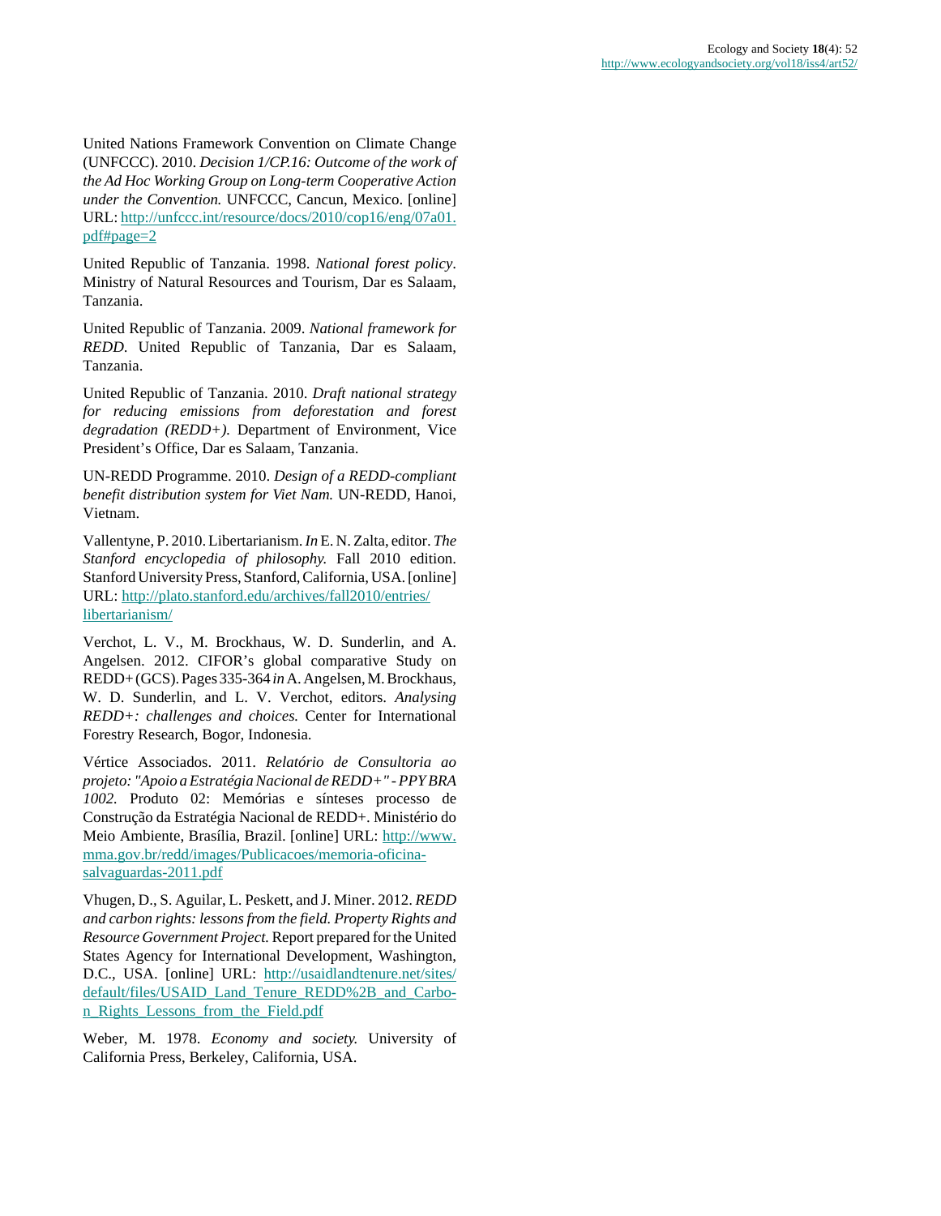United Nations Framework Convention on Climate Change (UNFCCC). 2010. *Decision 1/CP.16: Outcome of the work of the Ad Hoc Working Group on Long-term Cooperative Action under the Convention.* UNFCCC, Cancun, Mexico. [online] URL: http://unfccc.int/resource/docs/2010/cop16/eng/07a01.pdf#page=2

United Republic of Tanzania. 1998. *National forest policy*. Ministry of Natural Resources and Tourism, Dar es Salaam, Tanzania.

United Republic of Tanzania. 2009. *National framework for REDD.* United Republic of Tanzania, Dar es Salaam, Tanzania.

United Republic of Tanzania. 2010. *Draft national strategy for reducing emissions from deforestation and forest degradation (REDD+).* Department of Environment, Vice President's Office, Dar es Salaam, Tanzania.

UN-REDD Programme. 2010. *Design of a REDD-compliant benefit distribution system for Viet Nam.* UN-REDD, Hanoi, Vietnam.

Vallentyne, P. 2010. Libertarianism. *In* E. N. Zalta, editor. *The Stanford encyclopedia of philosophy.* Fall 2010 edition. Stanford University Press, Stanford, California, USA. [online] URL: http://plato.stanford.edu/archives/fall2010/entries/libertarianism/

Verchot, L. V., M. Brockhaus, W. D. Sunderlin, and A. Angelsen. 2012. CIFOR's global comparative Study on REDD+ (GCS). Pages 335-364 *in* A. Angelsen, M. Brockhaus, W. D. Sunderlin, and L. V. Verchot, editors. *Analysing REDD+: challenges and choices.* Center for International Forestry Research, Bogor, Indonesia.

Vértice Associados. 2011. *Relatório de Consultoria ao projeto: "Apoio a Estratégia Nacional de REDD+" - PPY BRA 1002.* Produto 02: Memórias e sínteses processo de Construção da Estratégia Nacional de REDD+. Ministério do Meio Ambiente, Brasília, Brazil. [online] URL: http://www.mma.gov.br/redd/images/Publicacoes/memoria-oficina-salvaguardas-2011.pdf

Vhugen, D., S. Aguilar, L. Peskett, and J. Miner. 2012. *REDD and carbon rights: lessons from the field. Property Rights and Resource Government Project.* Report prepared for the United States Agency for International Development, Washington, D.C., USA. [online] URL: http://usaidlandtenure.net/sites/default/files/USAID_Land_Tenure_REDD%2B_and_Carbon_Rights_Lessons_from_the_Field.pdf

Weber, M. 1978. *Economy and society.* University of California Press, Berkeley, California, USA.